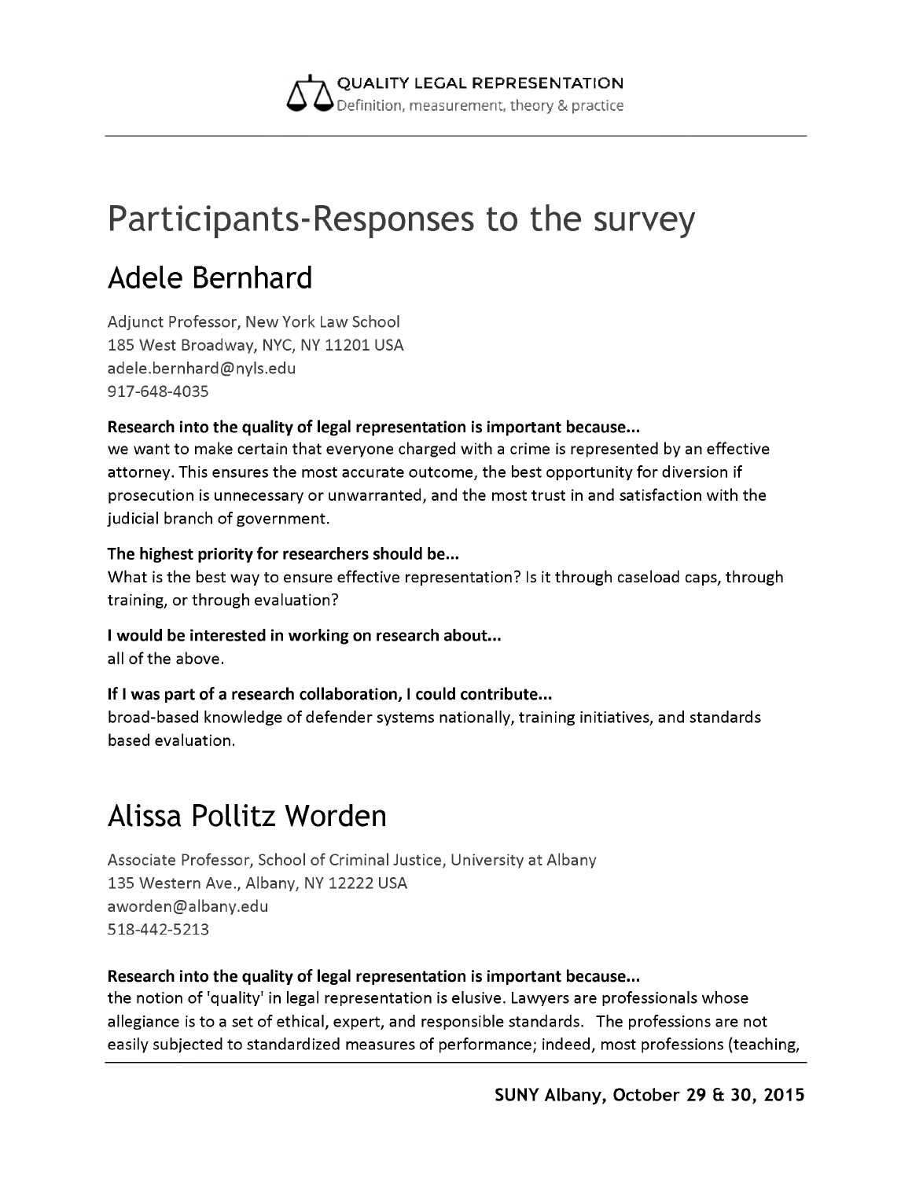# Participants-Responses to the survey

## Adele Bernhard

Adjunct Professor, New York Law School
185 West Broadway, NYC, NY 11201 USA
adele.bernhard@nyls.edu
917-648-4035

**Research into the quality of legal representation is important because...**
we want to make certain that everyone charged with a crime is represented by an effective attorney. This ensures the most accurate outcome, the best opportunity for diversion if prosecution is unnecessary or unwarranted, and the most trust in and satisfaction with the judicial branch of government.

**The highest priority for researchers should be...**
What is the best way to ensure effective representation? Is it through caseload caps, through training, or through evaluation?

**I would be interested in working on research about...**
all of the above.

**If I was part of a research collaboration, I could contribute...**
broad-based knowledge of defender systems nationally, training initiatives, and standards based evaluation.

## Alissa Pollitz Worden

Associate Professor, School of Criminal Justice, University at Albany
135 Western Ave., Albany, NY 12222 USA
aworden@albany.edu
518-442-5213

**Research into the quality of legal representation is important because...**
the notion of 'quality' in legal representation is elusive. Lawyers are professionals whose allegiance is to a set of ethical, expert, and responsible standards. The professions are not easily subjected to standardized measures of performance; indeed, most professions (teaching,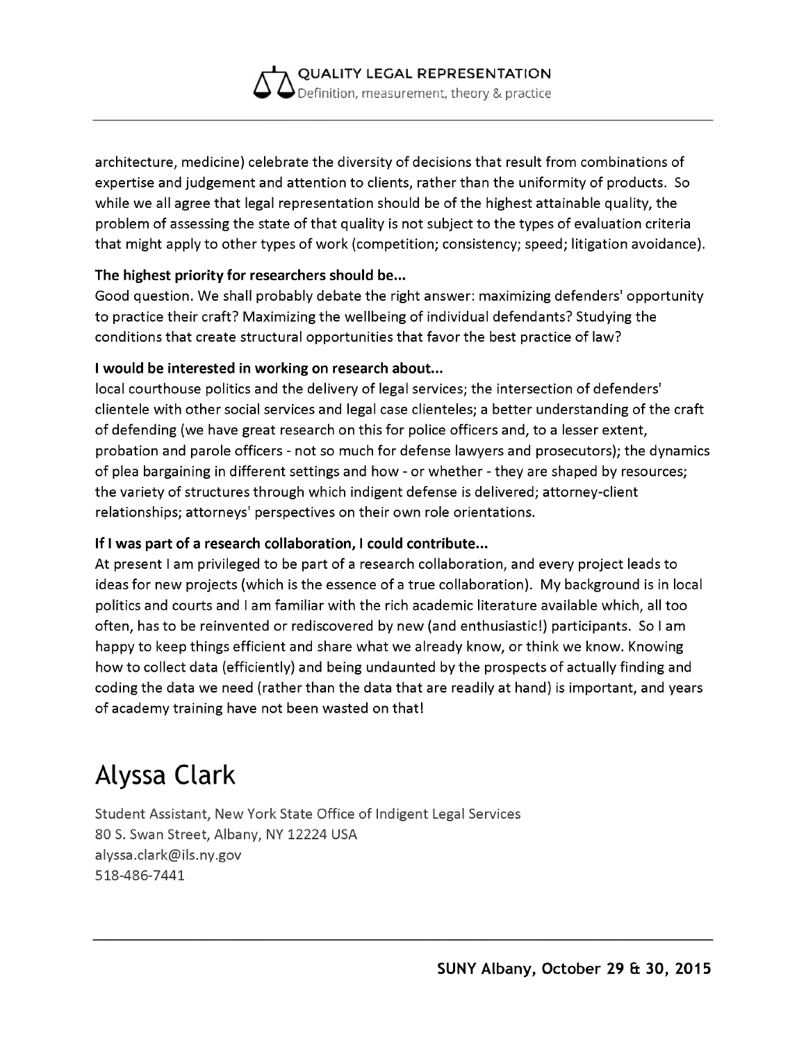architecture, medicine) celebrate the diversity of decisions that result from combinations of expertise and judgement and attention to clients, rather than the uniformity of products. So while we all agree that legal representation should be of the highest attainable quality, the problem of assessing the state of that quality is not subject to the types of evaluation criteria that might apply to other types of work (competition; consistency; speed; litigation avoidance).

**The highest priority for researchers should be...**
Good question. We shall probably debate the right answer: maximizing defenders' opportunity to practice their craft? Maximizing the wellbeing of individual defendants? Studying the conditions that create structural opportunities that favor the best practice of law?

**I would be interested in working on research about...**
local courthouse politics and the delivery of legal services; the intersection of defenders' clientele with other social services and legal case clienteles; a better understanding of the craft of defending (we have great research on this for police officers and, to a lesser extent, probation and parole officers - not so much for defense lawyers and prosecutors); the dynamics of plea bargaining in different settings and how - or whether - they are shaped by resources; the variety of structures through which indigent defense is delivered; attorney-client relationships; attorneys' perspectives on their own role orientations.

**If I was part of a research collaboration, I could contribute...**
At present I am privileged to be part of a research collaboration, and every project leads to ideas for new projects (which is the essence of a true collaboration). My background is in local politics and courts and I am familiar with the rich academic literature available which, all too often, has to be reinvented or rediscovered by new (and enthusiastic!) participants. So I am happy to keep things efficient and share what we already know, or think we know. Knowing how to collect data (efficiently) and being undaunted by the prospects of actually finding and coding the data we need (rather than the data that are readily at hand) is important, and years of academy training have not been wasted on that!

# Alyssa Clark

Student Assistant, New York State Office of Indigent Legal Services
80 S. Swan Street, Albany, NY 12224 USA
alyssa.clark@ils.ny.gov
518-486-7441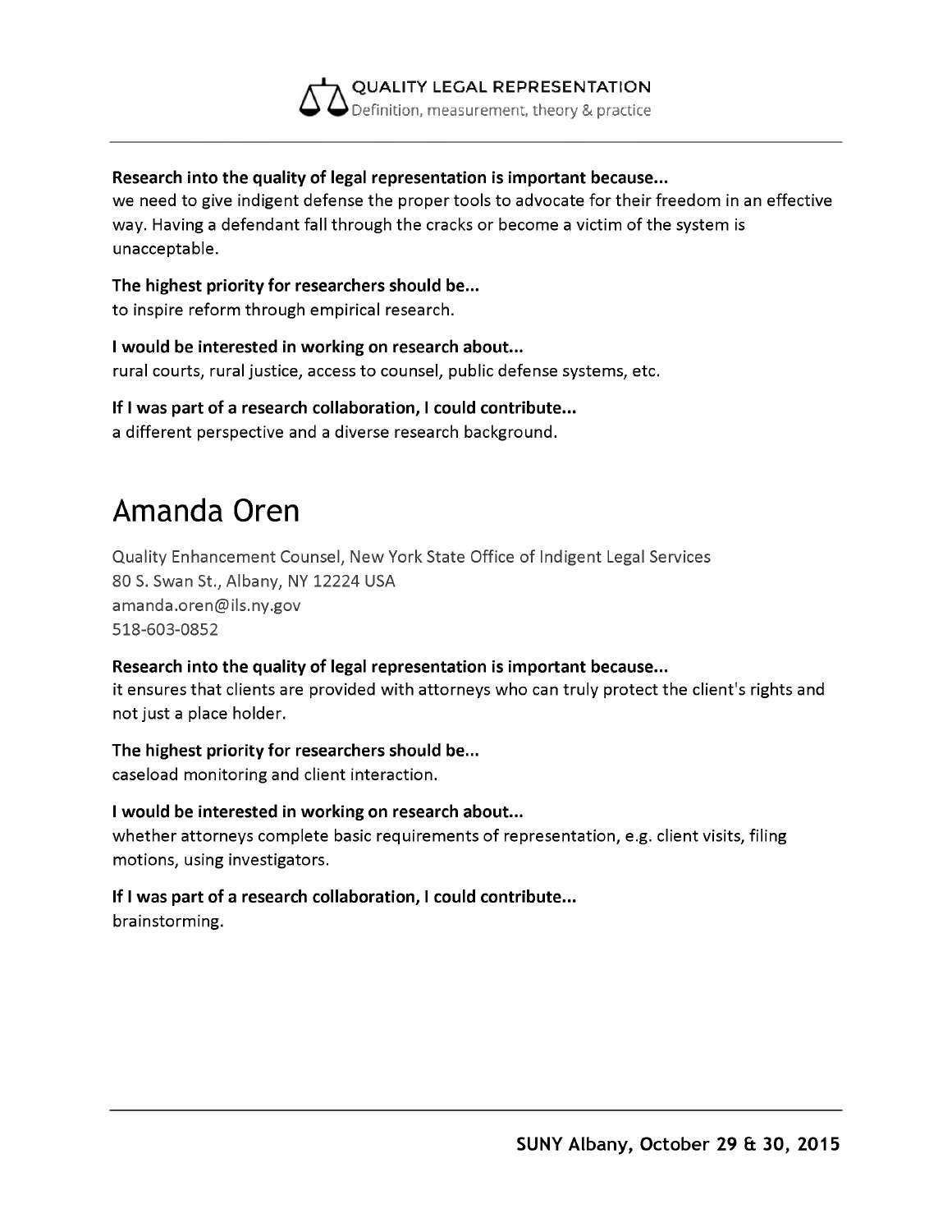**Research into the quality of legal representation is important because...**
we need to give indigent defense the proper tools to advocate for their freedom in an effective way. Having a defendant fall through the cracks or become a victim of the system is unacceptable.

**The highest priority for researchers should be...**
to inspire reform through empirical research.

**I would be interested in working on research about...**
rural courts, rural justice, access to counsel, public defense systems, etc.

**If I was part of a research collaboration, I could contribute...**
a different perspective and a diverse research background.

# Amanda Oren

Quality Enhancement Counsel, New York State Office of Indigent Legal Services
80 S. Swan St., Albany, NY 12224 USA
amanda.oren@ils.ny.gov
518-603-0852

**Research into the quality of legal representation is important because...**
it ensures that clients are provided with attorneys who can truly protect the client's rights and not just a place holder.

**The highest priority for researchers should be...**
caseload monitoring and client interaction.

**I would be interested in working on research about...**
whether attorneys complete basic requirements of representation, e.g. client visits, filing motions, using investigators.

**If I was part of a research collaboration, I could contribute...**
brainstorming.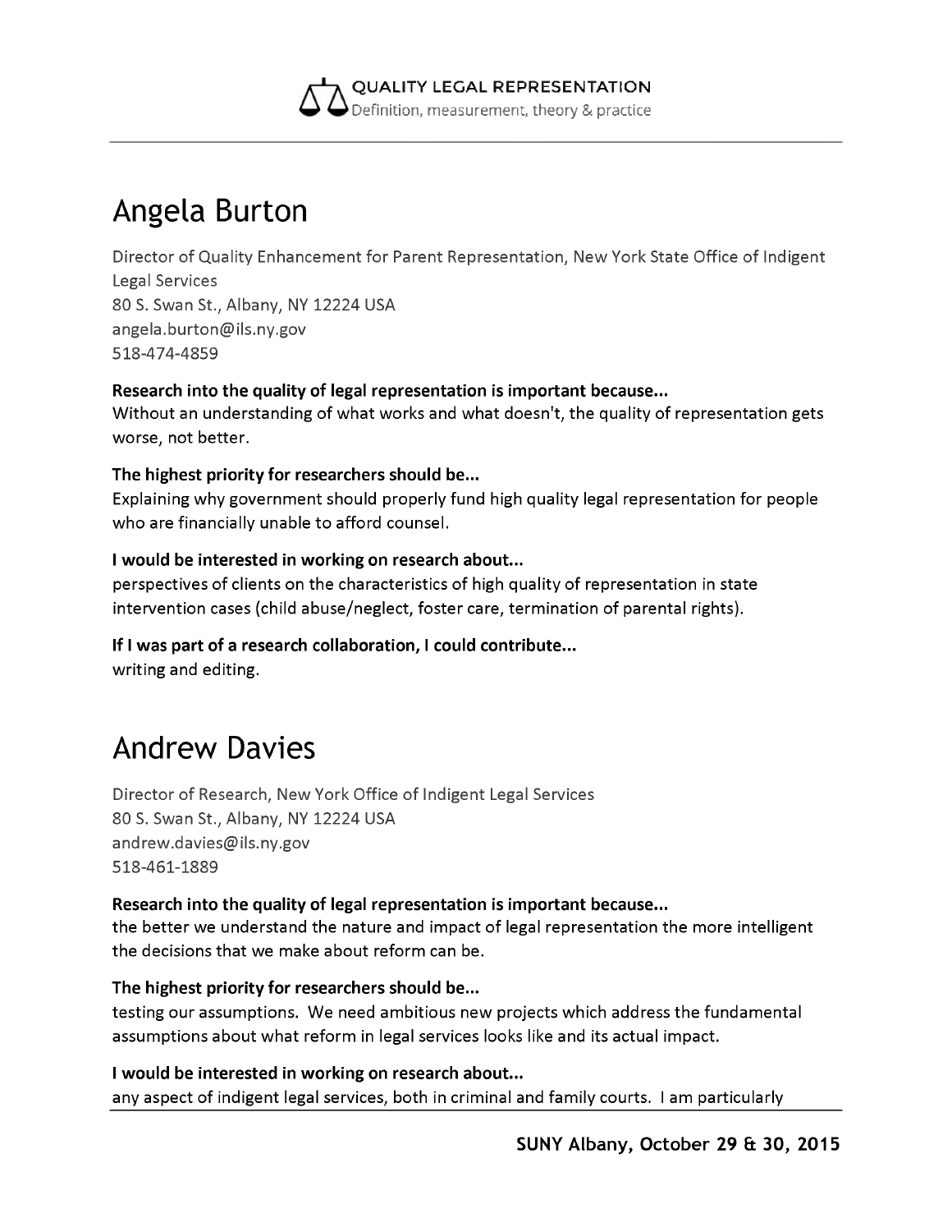## Angela Burton

Director of Quality Enhancement for Parent Representation, New York State Office of Indigent Legal Services
80 S. Swan St., Albany, NY 12224 USA
angela.burton@ils.ny.gov
518-474-4859

**Research into the quality of legal representation is important because...**
Without an understanding of what works and what doesn't, the quality of representation gets worse, not better.

**The highest priority for researchers should be...**
Explaining why government should properly fund high quality legal representation for people who are financially unable to afford counsel.

**I would be interested in working on research about...**
perspectives of clients on the characteristics of high quality of representation in state intervention cases (child abuse/neglect, foster care, termination of parental rights).

**If I was part of a research collaboration, I could contribute...**
writing and editing.

## Andrew Davies

Director of Research, New York Office of Indigent Legal Services
80 S. Swan St., Albany, NY 12224 USA
andrew.davies@ils.ny.gov
518-461-1889

**Research into the quality of legal representation is important because...**
the better we understand the nature and impact of legal representation the more intelligent the decisions that we make about reform can be.

**The highest priority for researchers should be...**
testing our assumptions. We need ambitious new projects which address the fundamental assumptions about what reform in legal services looks like and its actual impact.

**I would be interested in working on research about...**
any aspect of indigent legal services, both in criminal and family courts. I am particularly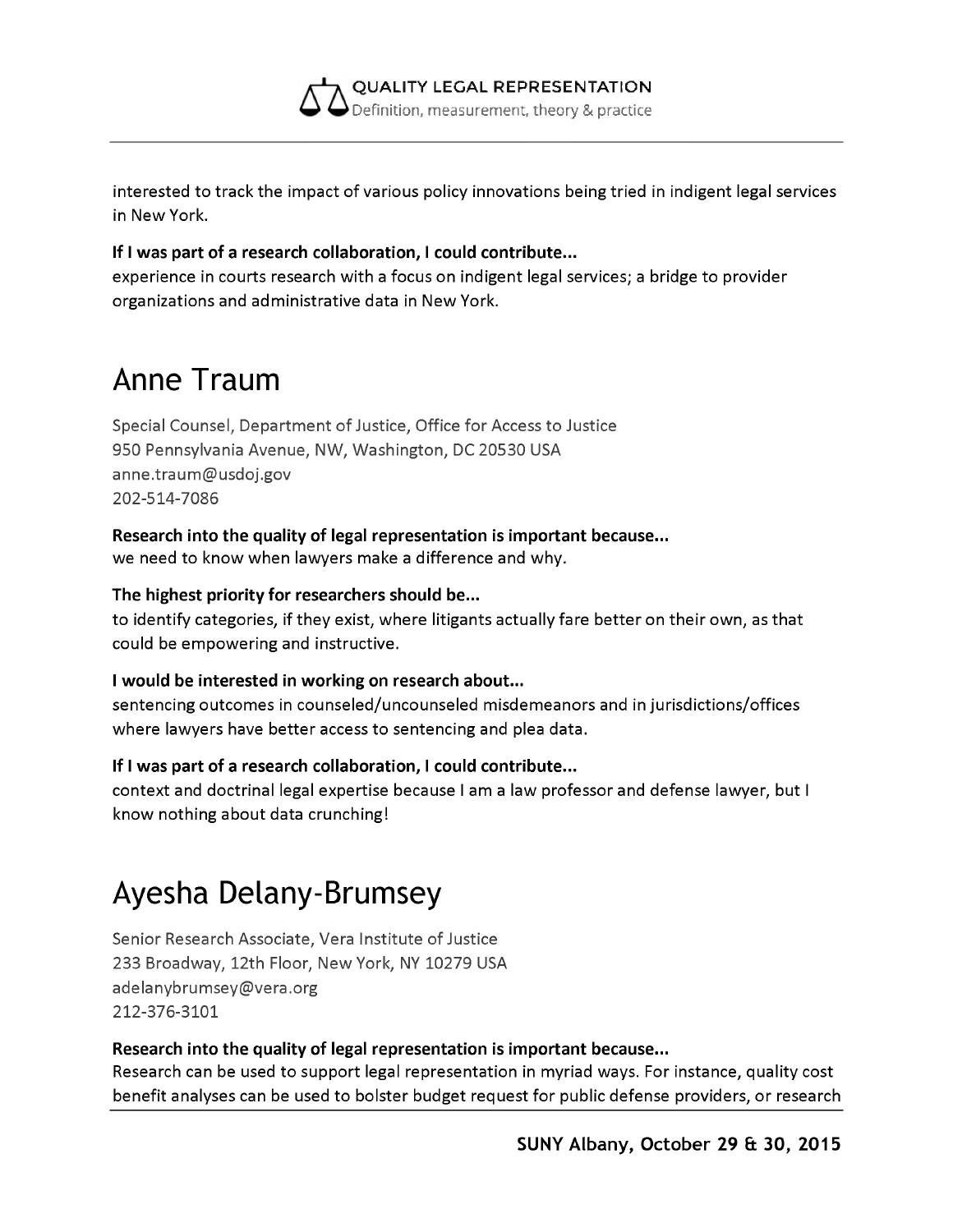interested to track the impact of various policy innovations being tried in indigent legal services in New York.

**If I was part of a research collaboration, I could contribute...**
experience in courts research with a focus on indigent legal services; a bridge to provider organizations and administrative data in New York.

# Anne Traum

Special Counsel, Department of Justice, Office for Access to Justice
950 Pennsylvania Avenue, NW, Washington, DC 20530 USA
anne.traum@usdoj.gov
202-514-7086

**Research into the quality of legal representation is important because...**
we need to know when lawyers make a difference and why.

**The highest priority for researchers should be...**
to identify categories, if they exist, where litigants actually fare better on their own, as that could be empowering and instructive.

**I would be interested in working on research about...**
sentencing outcomes in counseled/uncounseled misdemeanors and in jurisdictions/offices where lawyers have better access to sentencing and plea data.

**If I was part of a research collaboration, I could contribute...**
context and doctrinal legal expertise because I am a law professor and defense lawyer, but I know nothing about data crunching!

# Ayesha Delany-Brumsey

Senior Research Associate, Vera Institute of Justice
233 Broadway, 12th Floor, New York, NY 10279 USA
adelanybrumsey@vera.org
212-376-3101

**Research into the quality of legal representation is important because...**
Research can be used to support legal representation in myriad ways. For instance, quality cost benefit analyses can be used to bolster budget request for public defense providers, or research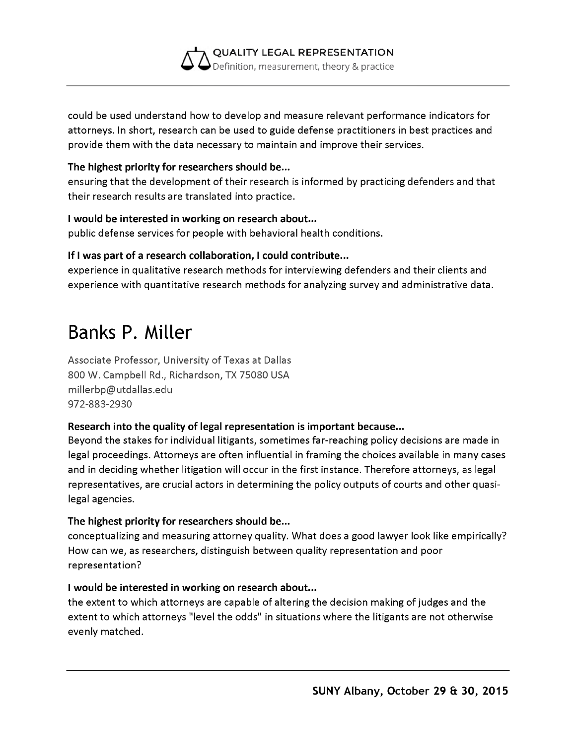could be used understand how to develop and measure relevant performance indicators for attorneys. In short, research can be used to guide defense practitioners in best practices and provide them with the data necessary to maintain and improve their services.

**The highest priority for researchers should be...**
ensuring that the development of their research is informed by practicing defenders and that their research results are translated into practice.

**I would be interested in working on research about...**
public defense services for people with behavioral health conditions.

**If I was part of a research collaboration, I could contribute...**
experience in qualitative research methods for interviewing defenders and their clients and experience with quantitative research methods for analyzing survey and administrative data.

# Banks P. Miller

Associate Professor, University of Texas at Dallas
800 W. Campbell Rd., Richardson, TX 75080 USA
millerbp@utdallas.edu
972-883-2930

**Research into the quality of legal representation is important because...**
Beyond the stakes for individual litigants, sometimes far-reaching policy decisions are made in legal proceedings. Attorneys are often influential in framing the choices available in many cases and in deciding whether litigation will occur in the first instance. Therefore attorneys, as legal representatives, are crucial actors in determining the policy outputs of courts and other quasi-legal agencies.

**The highest priority for researchers should be...**
conceptualizing and measuring attorney quality. What does a good lawyer look like empirically? How can we, as researchers, distinguish between quality representation and poor representation?

**I would be interested in working on research about...**
the extent to which attorneys are capable of altering the decision making of judges and the extent to which attorneys "level the odds" in situations where the litigants are not otherwise evenly matched.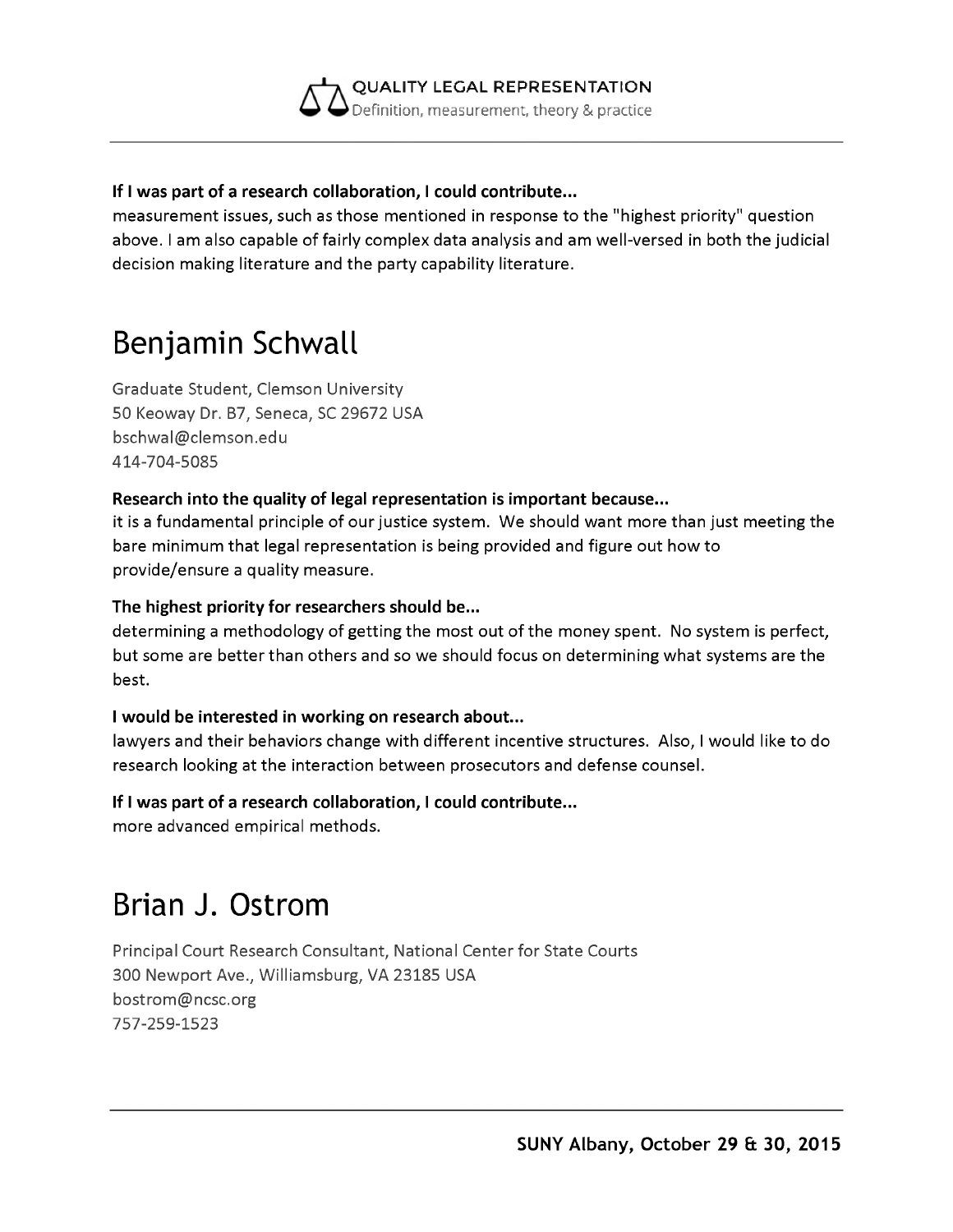**If I was part of a research collaboration, I could contribute...**
measurement issues, such as those mentioned in response to the "highest priority" question above. I am also capable of fairly complex data analysis and am well-versed in both the judicial decision making literature and the party capability literature.

# Benjamin Schwall

Graduate Student, Clemson University
50 Keoway Dr. B7, Seneca, SC 29672 USA
bschwal@clemson.edu
414-704-5085

**Research into the quality of legal representation is important because...**
it is a fundamental principle of our justice system. We should want more than just meeting the bare minimum that legal representation is being provided and figure out how to provide/ensure a quality measure.

**The highest priority for researchers should be...**
determining a methodology of getting the most out of the money spent. No system is perfect, but some are better than others and so we should focus on determining what systems are the best.

**I would be interested in working on research about...**
lawyers and their behaviors change with different incentive structures. Also, I would like to do research looking at the interaction between prosecutors and defense counsel.

**If I was part of a research collaboration, I could contribute...**
more advanced empirical methods.

# Brian J. Ostrom

Principal Court Research Consultant, National Center for State Courts
300 Newport Ave., Williamsburg, VA 23185 USA
bostrom@ncsc.org
757-259-1523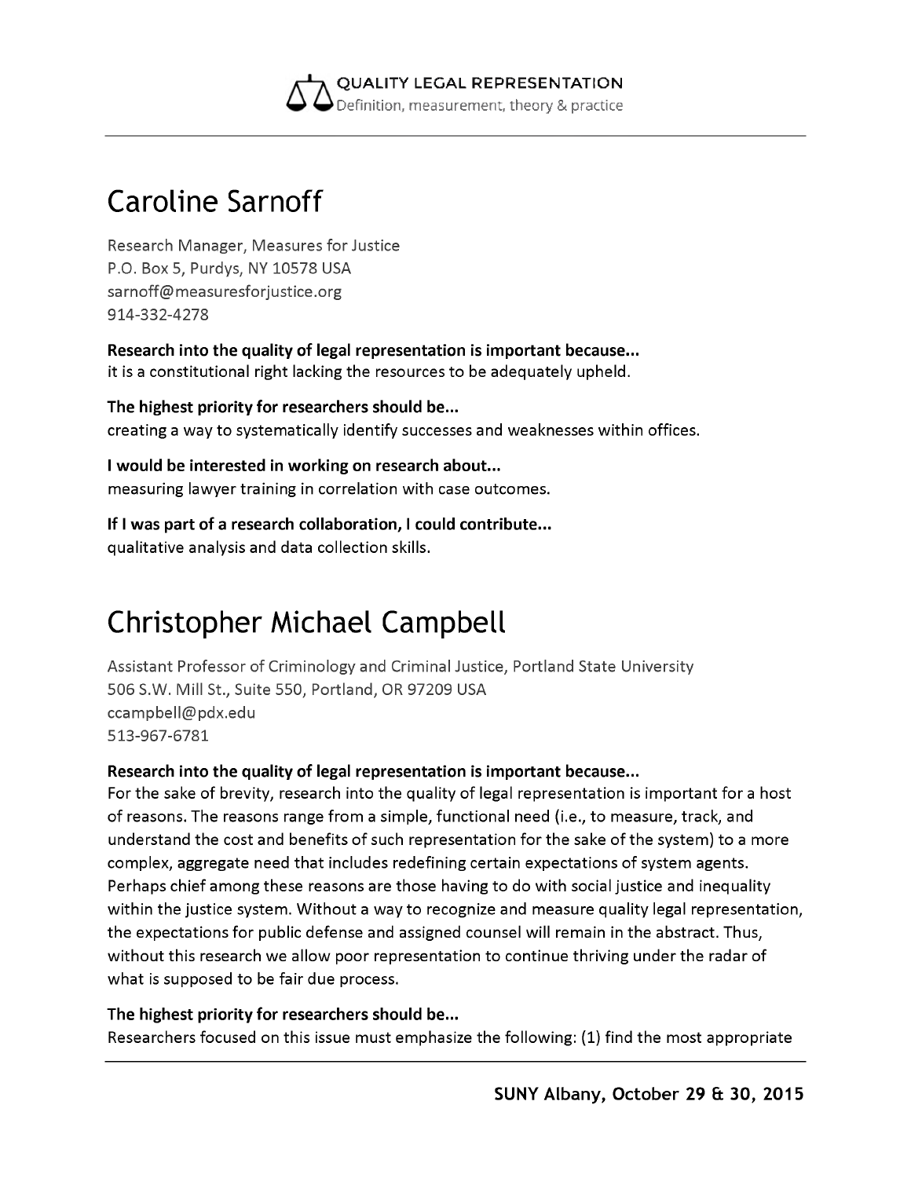## Caroline Sarnoff

Research Manager, Measures for Justice
P.O. Box 5, Purdys, NY 10578 USA
sarnoff@measuresforjustice.org
914-332-4278

**Research into the quality of legal representation is important because...**
it is a constitutional right lacking the resources to be adequately upheld.

**The highest priority for researchers should be...**
creating a way to systematically identify successes and weaknesses within offices.

**I would be interested in working on research about...**
measuring lawyer training in correlation with case outcomes.

**If I was part of a research collaboration, I could contribute...**
qualitative analysis and data collection skills.

## Christopher Michael Campbell

Assistant Professor of Criminology and Criminal Justice, Portland State University
506 S.W. Mill St., Suite 550, Portland, OR 97209 USA
ccampbell@pdx.edu
513-967-6781

**Research into the quality of legal representation is important because...**
For the sake of brevity, research into the quality of legal representation is important for a host of reasons. The reasons range from a simple, functional need (i.e., to measure, track, and understand the cost and benefits of such representation for the sake of the system) to a more complex, aggregate need that includes redefining certain expectations of system agents. Perhaps chief among these reasons are those having to do with social justice and inequality within the justice system. Without a way to recognize and measure quality legal representation, the expectations for public defense and assigned counsel will remain in the abstract. Thus, without this research we allow poor representation to continue thriving under the radar of what is supposed to be fair due process.

**The highest priority for researchers should be...**
Researchers focused on this issue must emphasize the following: (1) find the most appropriate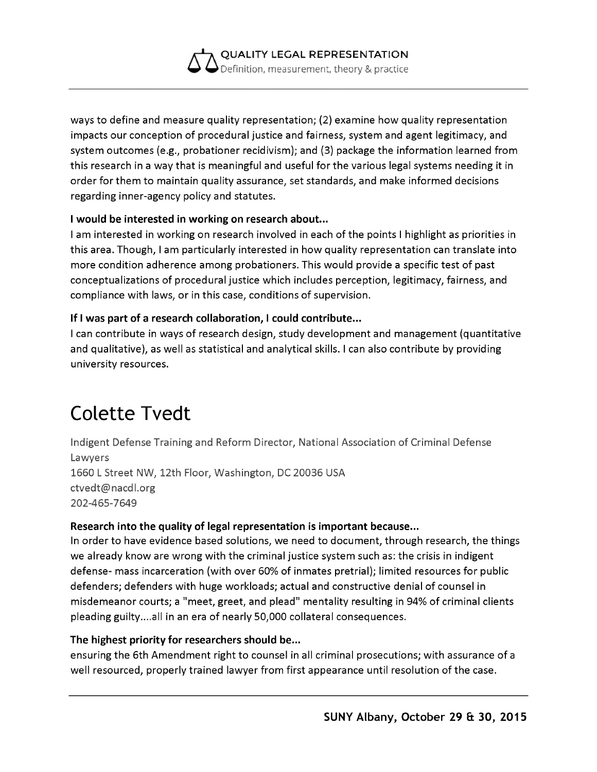ways to define and measure quality representation; (2) examine how quality representation impacts our conception of procedural justice and fairness, system and agent legitimacy, and system outcomes (e.g., probationer recidivism); and (3) package the information learned from this research in a way that is meaningful and useful for the various legal systems needing it in order for them to maintain quality assurance, set standards, and make informed decisions regarding inner-agency policy and statutes.

**I would be interested in working on research about...**

I am interested in working on research involved in each of the points I highlight as priorities in this area. Though, I am particularly interested in how quality representation can translate into more condition adherence among probationers. This would provide a specific test of past conceptualizations of procedural justice which includes perception, legitimacy, fairness, and compliance with laws, or in this case, conditions of supervision.

**If I was part of a research collaboration, I could contribute...**

I can contribute in ways of research design, study development and management (quantitative and qualitative), as well as statistical and analytical skills. I can also contribute by providing university resources.

# Colette Tvedt

Indigent Defense Training and Reform Director, National Association of Criminal Defense Lawyers
1660 L Street NW, 12th Floor, Washington, DC 20036 USA
ctvedt@nacdl.org
202-465-7649

**Research into the quality of legal representation is important because...**

In order to have evidence based solutions, we need to document, through research, the things we already know are wrong with the criminal justice system such as: the crisis in indigent defense- mass incarceration (with over 60% of inmates pretrial); limited resources for public defenders; defenders with huge workloads; actual and constructive denial of counsel in misdemeanor courts; a "meet, greet, and plead" mentality resulting in 94% of criminal clients pleading guilty....all in an era of nearly 50,000 collateral consequences.

**The highest priority for researchers should be...**

ensuring the 6th Amendment right to counsel in all criminal prosecutions; with assurance of a well resourced, properly trained lawyer from first appearance until resolution of the case.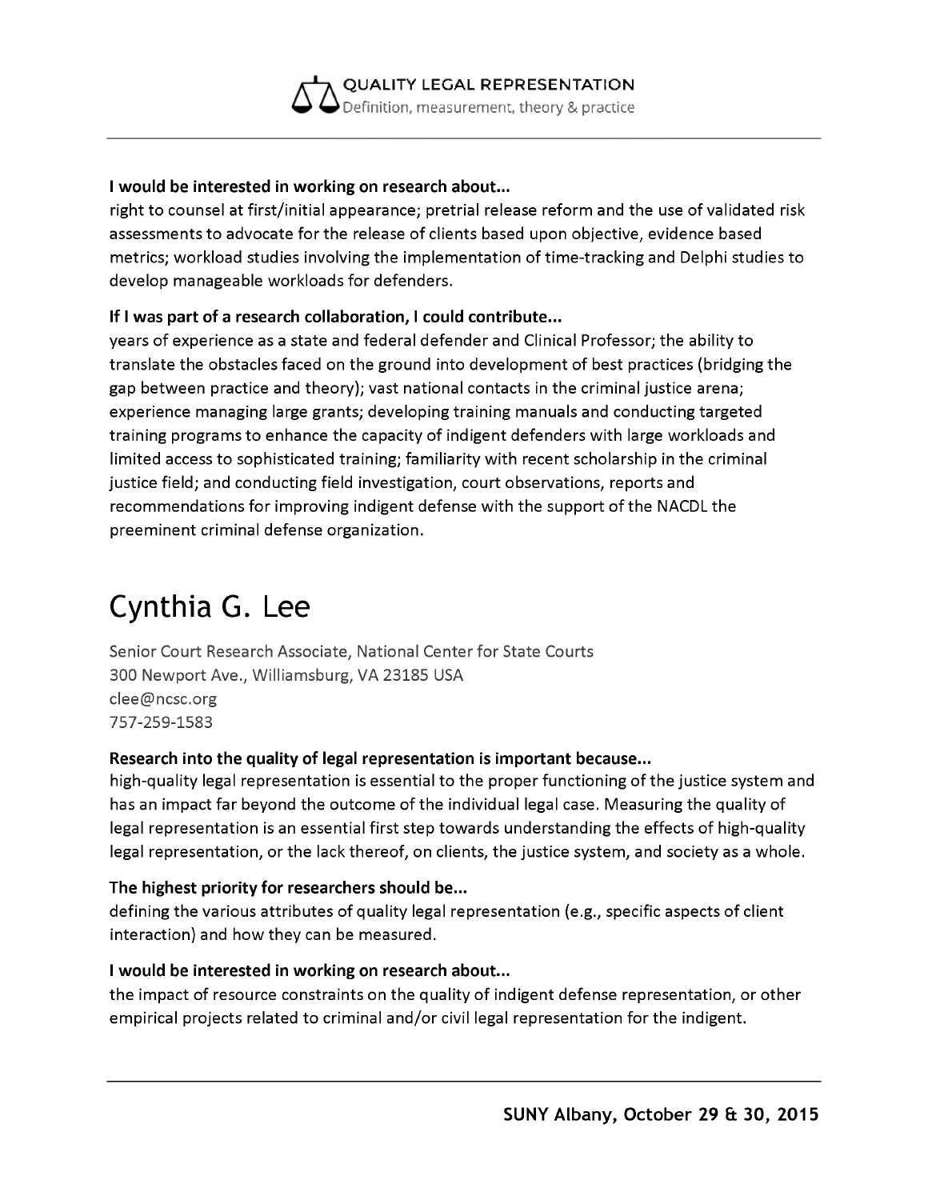**I would be interested in working on research about...**
right to counsel at first/initial appearance; pretrial release reform and the use of validated risk assessments to advocate for the release of clients based upon objective, evidence based metrics; workload studies involving the implementation of time-tracking and Delphi studies to develop manageable workloads for defenders.

**If I was part of a research collaboration, I could contribute...**
years of experience as a state and federal defender and Clinical Professor; the ability to translate the obstacles faced on the ground into development of best practices (bridging the gap between practice and theory); vast national contacts in the criminal justice arena; experience managing large grants; developing training manuals and conducting targeted training programs to enhance the capacity of indigent defenders with large workloads and limited access to sophisticated training; familiarity with recent scholarship in the criminal justice field; and conducting field investigation, court observations, reports and recommendations for improving indigent defense with the support of the NACDL the preeminent criminal defense organization.

# Cynthia G. Lee

Senior Court Research Associate, National Center for State Courts
300 Newport Ave., Williamsburg, VA 23185 USA
clee@ncsc.org
757-259-1583

**Research into the quality of legal representation is important because...**
high-quality legal representation is essential to the proper functioning of the justice system and has an impact far beyond the outcome of the individual legal case. Measuring the quality of legal representation is an essential first step towards understanding the effects of high-quality legal representation, or the lack thereof, on clients, the justice system, and society as a whole.

**The highest priority for researchers should be...**
defining the various attributes of quality legal representation (e.g., specific aspects of client interaction) and how they can be measured.

**I would be interested in working on research about...**
the impact of resource constraints on the quality of indigent defense representation, or other empirical projects related to criminal and/or civil legal representation for the indigent.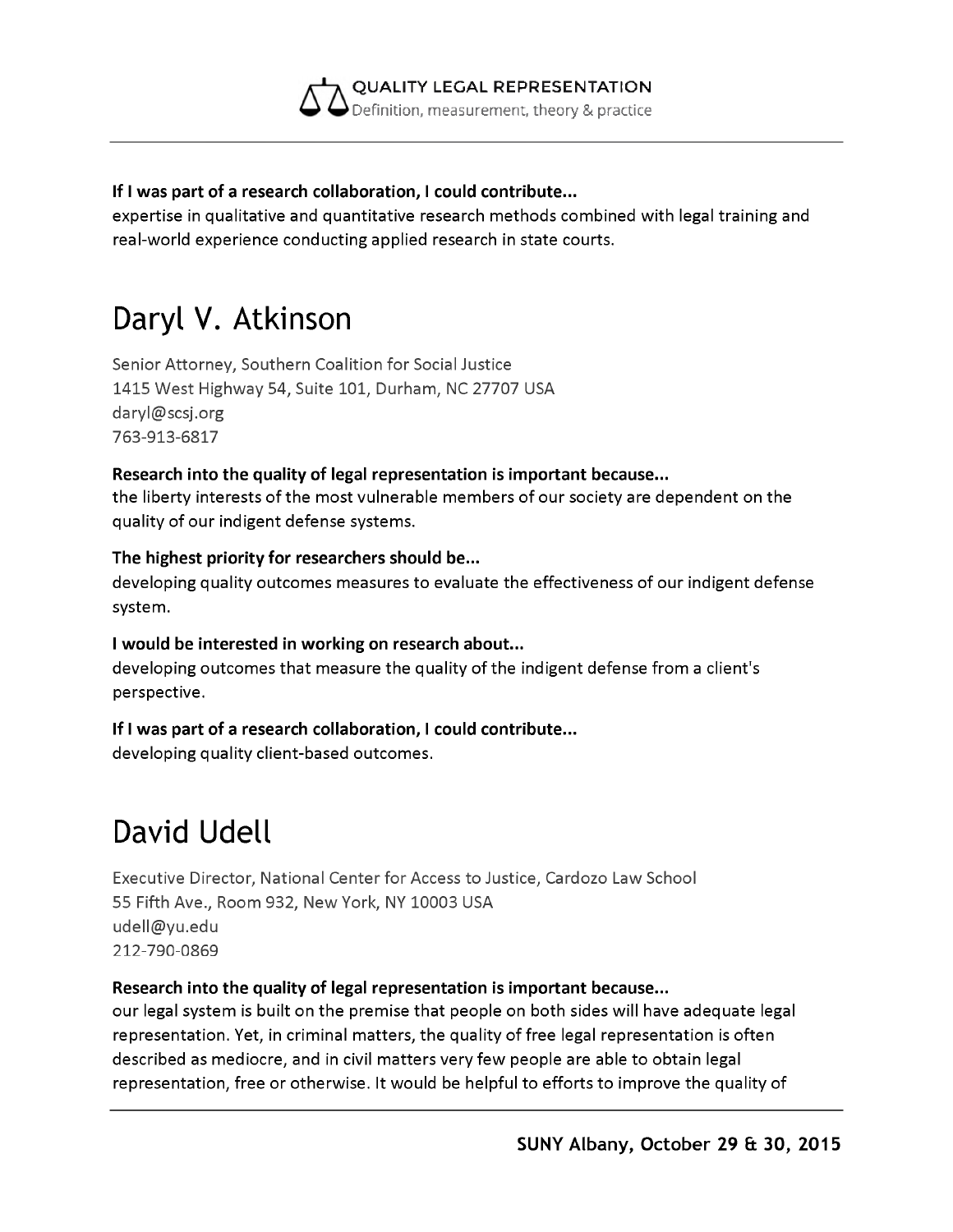**If I was part of a research collaboration, I could contribute...**
expertise in qualitative and quantitative research methods combined with legal training and real-world experience conducting applied research in state courts.

# Daryl V. Atkinson

Senior Attorney, Southern Coalition for Social Justice
1415 West Highway 54, Suite 101, Durham, NC 27707 USA
daryl@scsj.org
763-913-6817

**Research into the quality of legal representation is important because...**
the liberty interests of the most vulnerable members of our society are dependent on the quality of our indigent defense systems.

**The highest priority for researchers should be...**
developing quality outcomes measures to evaluate the effectiveness of our indigent defense system.

**I would be interested in working on research about...**
developing outcomes that measure the quality of the indigent defense from a client's perspective.

**If I was part of a research collaboration, I could contribute...**
developing quality client-based outcomes.

# David Udell

Executive Director, National Center for Access to Justice, Cardozo Law School
55 Fifth Ave., Room 932, New York, NY 10003 USA
udell@yu.edu
212-790-0869

**Research into the quality of legal representation is important because...**
our legal system is built on the premise that people on both sides will have adequate legal representation. Yet, in criminal matters, the quality of free legal representation is often described as mediocre, and in civil matters very few people are able to obtain legal representation, free or otherwise. It would be helpful to efforts to improve the quality of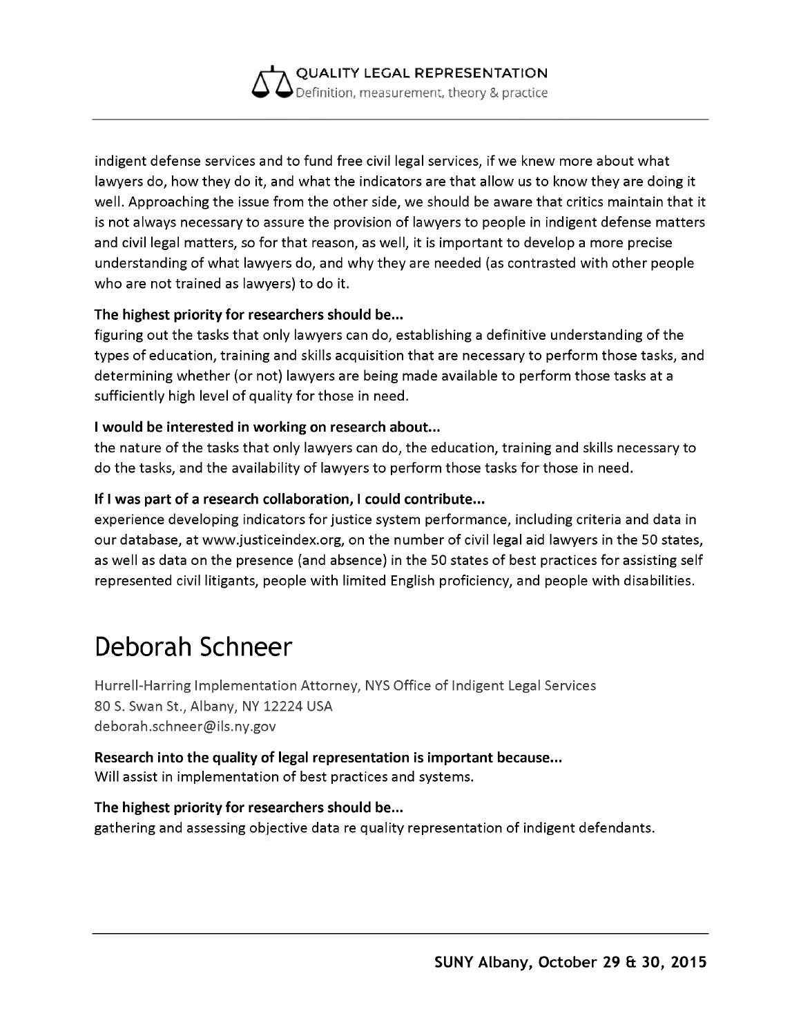indigent defense services and to fund free civil legal services, if we knew more about what lawyers do, how they do it, and what the indicators are that allow us to know they are doing it well. Approaching the issue from the other side, we should be aware that critics maintain that it is not always necessary to assure the provision of lawyers to people in indigent defense matters and civil legal matters, so for that reason, as well, it is important to develop a more precise understanding of what lawyers do, and why they are needed (as contrasted with other people who are not trained as lawyers) to do it.

**The highest priority for researchers should be...**
figuring out the tasks that only lawyers can do, establishing a definitive understanding of the types of education, training and skills acquisition that are necessary to perform those tasks, and determining whether (or not) lawyers are being made available to perform those tasks at a sufficiently high level of quality for those in need.

**I would be interested in working on research about...**
the nature of the tasks that only lawyers can do, the education, training and skills necessary to do the tasks, and the availability of lawyers to perform those tasks for those in need.

**If I was part of a research collaboration, I could contribute...**
experience developing indicators for justice system performance, including criteria and data in our database, at www.justiceindex.org, on the number of civil legal aid lawyers in the 50 states, as well as data on the presence (and absence) in the 50 states of best practices for assisting self represented civil litigants, people with limited English proficiency, and people with disabilities.

# Deborah Schneer

Hurrell-Harring Implementation Attorney, NYS Office of Indigent Legal Services
80 S. Swan St., Albany, NY 12224 USA
deborah.schneer@ils.ny.gov

**Research into the quality of legal representation is important because...**
Will assist in implementation of best practices and systems.

**The highest priority for researchers should be...**
gathering and assessing objective data re quality representation of indigent defendants.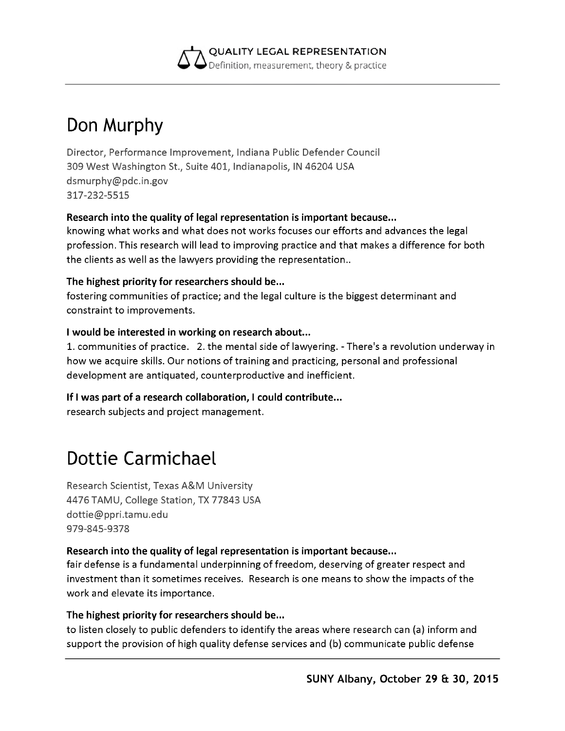# Don Murphy

Director, Performance Improvement, Indiana Public Defender Council
309 West Washington St., Suite 401, Indianapolis, IN 46204 USA
dsmurphy@pdc.in.gov
317-232-5515

**Research into the quality of legal representation is important because...**
knowing what works and what does not works focuses our efforts and advances the legal profession. This research will lead to improving practice and that makes a difference for both the clients as well as the lawyers providing the representation..

**The highest priority for researchers should be...**
fostering communities of practice; and the legal culture is the biggest determinant and constraint to improvements.

**I would be interested in working on research about...**
1. communities of practice. 2. the mental side of lawyering. - There's a revolution underway in how we acquire skills. Our notions of training and practicing, personal and professional development are antiquated, counterproductive and inefficient.

**If I was part of a research collaboration, I could contribute...**
research subjects and project management.

# Dottie Carmichael

Research Scientist, Texas A&M University
4476 TAMU, College Station, TX 77843 USA
dottie@ppri.tamu.edu
979-845-9378

**Research into the quality of legal representation is important because...**
fair defense is a fundamental underpinning of freedom, deserving of greater respect and investment than it sometimes receives. Research is one means to show the impacts of the work and elevate its importance.

**The highest priority for researchers should be...**
to listen closely to public defenders to identify the areas where research can (a) inform and support the provision of high quality defense services and (b) communicate public defense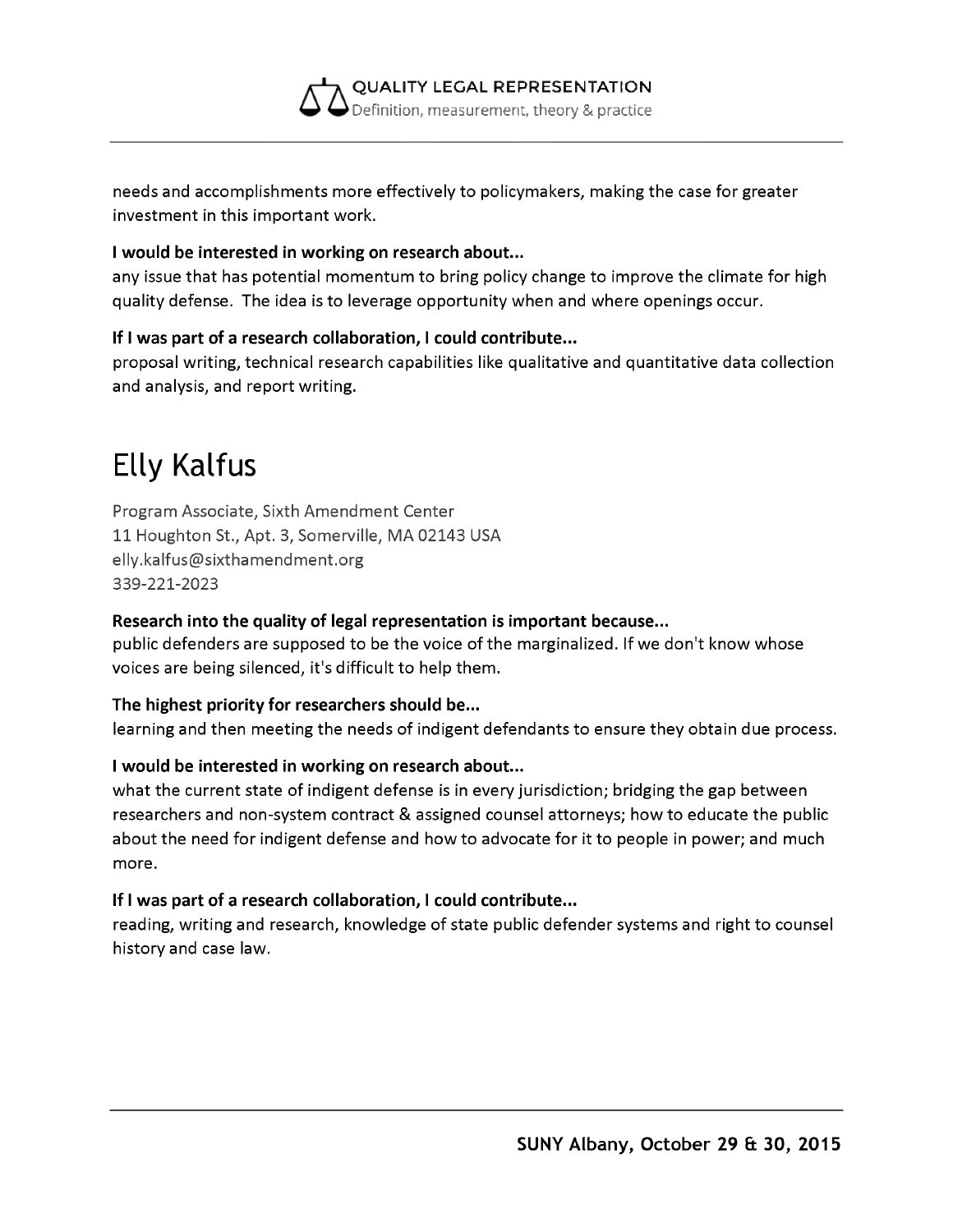needs and accomplishments more effectively to policymakers, making the case for greater investment in this important work.

**I would be interested in working on research about...**
any issue that has potential momentum to bring policy change to improve the climate for high quality defense. The idea is to leverage opportunity when and where openings occur.

**If I was part of a research collaboration, I could contribute...**
proposal writing, technical research capabilities like qualitative and quantitative data collection and analysis, and report writing.

# Elly Kalfus

Program Associate, Sixth Amendment Center
11 Houghton St., Apt. 3, Somerville, MA 02143 USA
elly.kalfus@sixthamendment.org
339-221-2023

**Research into the quality of legal representation is important because...**
public defenders are supposed to be the voice of the marginalized. If we don't know whose voices are being silenced, it's difficult to help them.

**The highest priority for researchers should be...**
learning and then meeting the needs of indigent defendants to ensure they obtain due process.

**I would be interested in working on research about...**
what the current state of indigent defense is in every jurisdiction; bridging the gap between researchers and non-system contract & assigned counsel attorneys; how to educate the public about the need for indigent defense and how to advocate for it to people in power; and much more.

**If I was part of a research collaboration, I could contribute...**
reading, writing and research, knowledge of state public defender systems and right to counsel history and case law.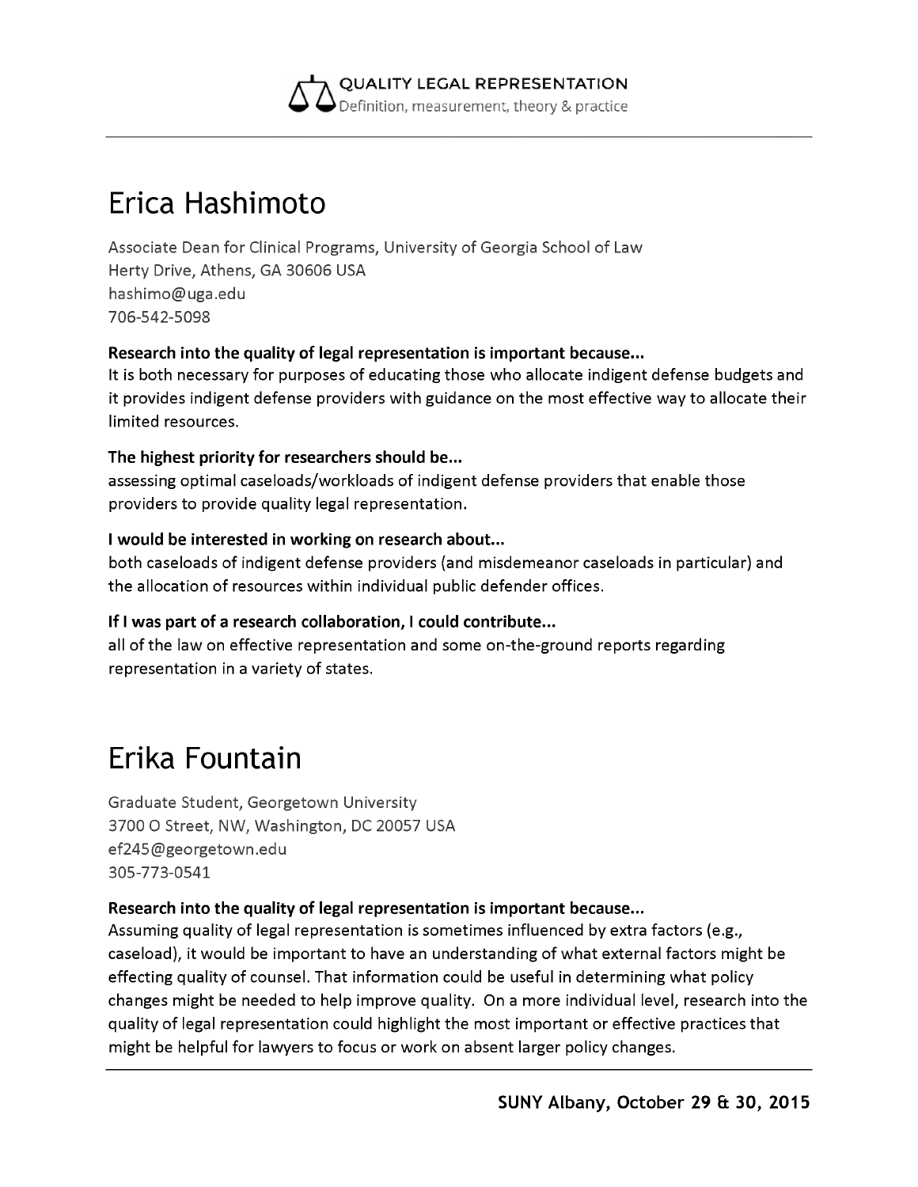# Erica Hashimoto

Associate Dean for Clinical Programs, University of Georgia School of Law
Herty Drive, Athens, GA 30606 USA
hashimo@uga.edu
706-542-5098

**Research into the quality of legal representation is important because...**
It is both necessary for purposes of educating those who allocate indigent defense budgets and it provides indigent defense providers with guidance on the most effective way to allocate their limited resources.

**The highest priority for researchers should be...**
assessing optimal caseloads/workloads of indigent defense providers that enable those providers to provide quality legal representation.

**I would be interested in working on research about...**
both caseloads of indigent defense providers (and misdemeanor caseloads in particular) and the allocation of resources within individual public defender offices.

**If I was part of a research collaboration, I could contribute...**
all of the law on effective representation and some on-the-ground reports regarding representation in a variety of states.

# Erika Fountain

Graduate Student, Georgetown University
3700 O Street, NW, Washington, DC 20057 USA
ef245@georgetown.edu
305-773-0541

**Research into the quality of legal representation is important because...**
Assuming quality of legal representation is sometimes influenced by extra factors (e.g., caseload), it would be important to have an understanding of what external factors might be effecting quality of counsel. That information could be useful in determining what policy changes might be needed to help improve quality. On a more individual level, research into the quality of legal representation could highlight the most important or effective practices that might be helpful for lawyers to focus or work on absent larger policy changes.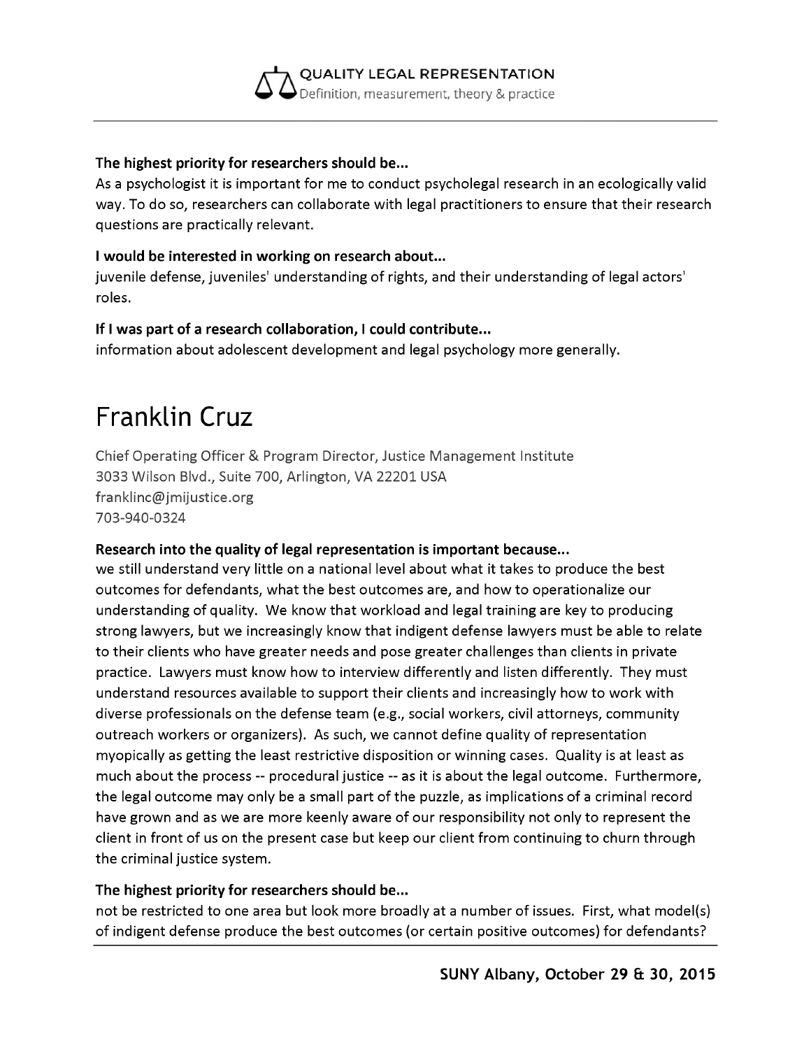**The highest priority for researchers should be...**
As a psychologist it is important for me to conduct psycholegal research in an ecologically valid way. To do so, researchers can collaborate with legal practitioners to ensure that their research questions are practically relevant.

**I would be interested in working on research about...**
juvenile defense, juveniles' understanding of rights, and their understanding of legal actors' roles.

**If I was part of a research collaboration, I could contribute...**
information about adolescent development and legal psychology more generally.

# Franklin Cruz

Chief Operating Officer & Program Director, Justice Management Institute
3033 Wilson Blvd., Suite 700, Arlington, VA 22201 USA
franklinc@jmijustice.org
703-940-0324

**Research into the quality of legal representation is important because...**
we still understand very little on a national level about what it takes to produce the best outcomes for defendants, what the best outcomes are, and how to operationalize our understanding of quality. We know that workload and legal training are key to producing strong lawyers, but we increasingly know that indigent defense lawyers must be able to relate to their clients who have greater needs and pose greater challenges than clients in private practice. Lawyers must know how to interview differently and listen differently. They must understand resources available to support their clients and increasingly how to work with diverse professionals on the defense team (e.g., social workers, civil attorneys, community outreach workers or organizers). As such, we cannot define quality of representation myopically as getting the least restrictive disposition or winning cases. Quality is at least as much about the process -- procedural justice -- as it is about the legal outcome. Furthermore, the legal outcome may only be a small part of the puzzle, as implications of a criminal record have grown and as we are more keenly aware of our responsibility not only to represent the client in front of us on the present case but keep our client from continuing to churn through the criminal justice system.

**The highest priority for researchers should be...**
not be restricted to one area but look more broadly at a number of issues. First, what model(s) of indigent defense produce the best outcomes (or certain positive outcomes) for defendants?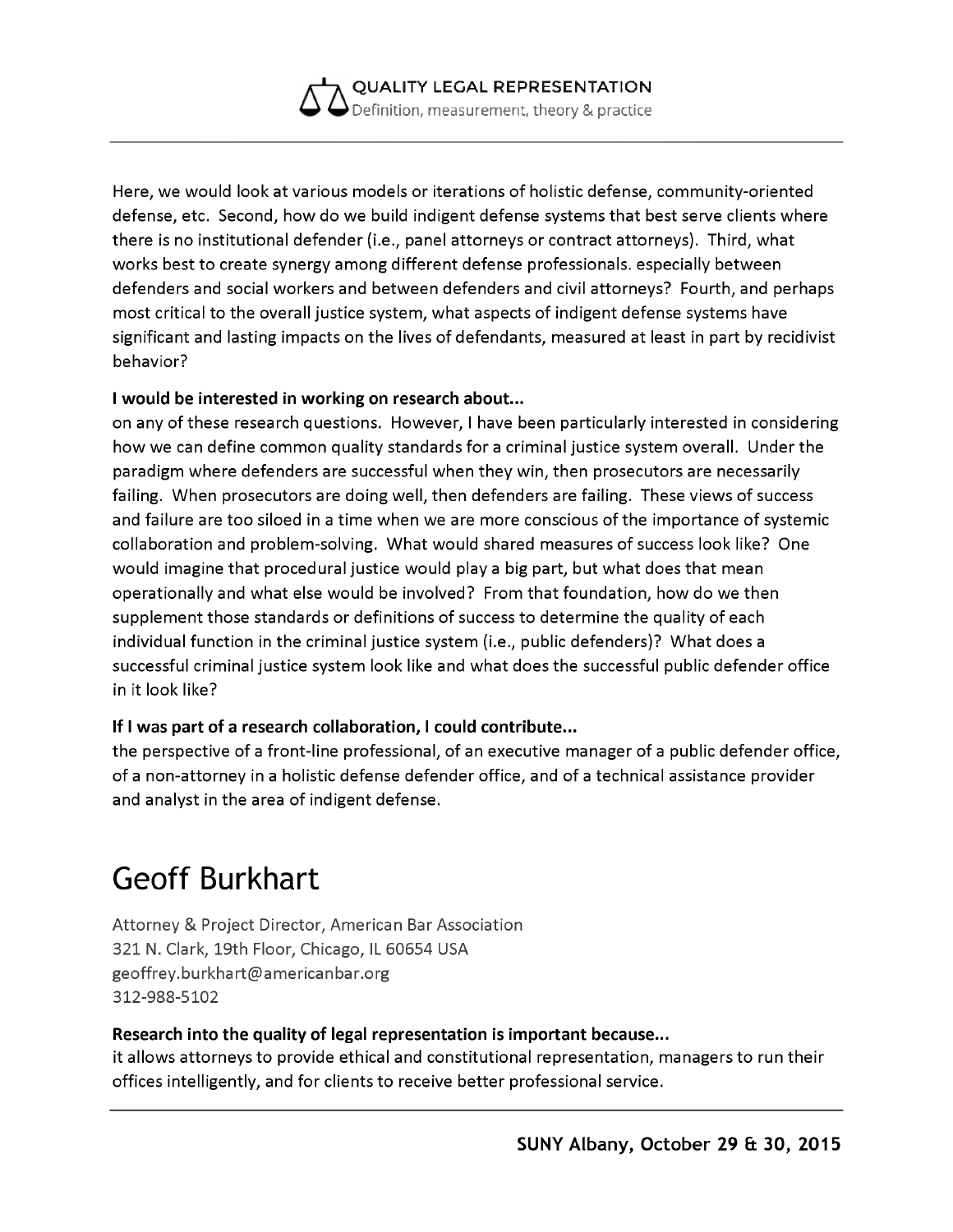Here, we would look at various models or iterations of holistic defense, community-oriented defense, etc. Second, how do we build indigent defense systems that best serve clients where there is no institutional defender (i.e., panel attorneys or contract attorneys). Third, what works best to create synergy among different defense professionals. especially between defenders and social workers and between defenders and civil attorneys? Fourth, and perhaps most critical to the overall justice system, what aspects of indigent defense systems have significant and lasting impacts on the lives of defendants, measured at least in part by recidivist behavior?

**I would be interested in working on research about...**
on any of these research questions. However, I have been particularly interested in considering how we can define common quality standards for a criminal justice system overall. Under the paradigm where defenders are successful when they win, then prosecutors are necessarily failing. When prosecutors are doing well, then defenders are failing. These views of success and failure are too siloed in a time when we are more conscious of the importance of systemic collaboration and problem-solving. What would shared measures of success look like? One would imagine that procedural justice would play a big part, but what does that mean operationally and what else would be involved? From that foundation, how do we then supplement those standards or definitions of success to determine the quality of each individual function in the criminal justice system (i.e., public defenders)? What does a successful criminal justice system look like and what does the successful public defender office in it look like?

**If I was part of a research collaboration, I could contribute...**
the perspective of a front-line professional, of an executive manager of a public defender office, of a non-attorney in a holistic defense defender office, and of a technical assistance provider and analyst in the area of indigent defense.

# Geoff Burkhart

Attorney & Project Director, American Bar Association
321 N. Clark, 19th Floor, Chicago, IL 60654 USA
geoffrey.burkhart@americanbar.org
312-988-5102

**Research into the quality of legal representation is important because...**
it allows attorneys to provide ethical and constitutional representation, managers to run their offices intelligently, and for clients to receive better professional service.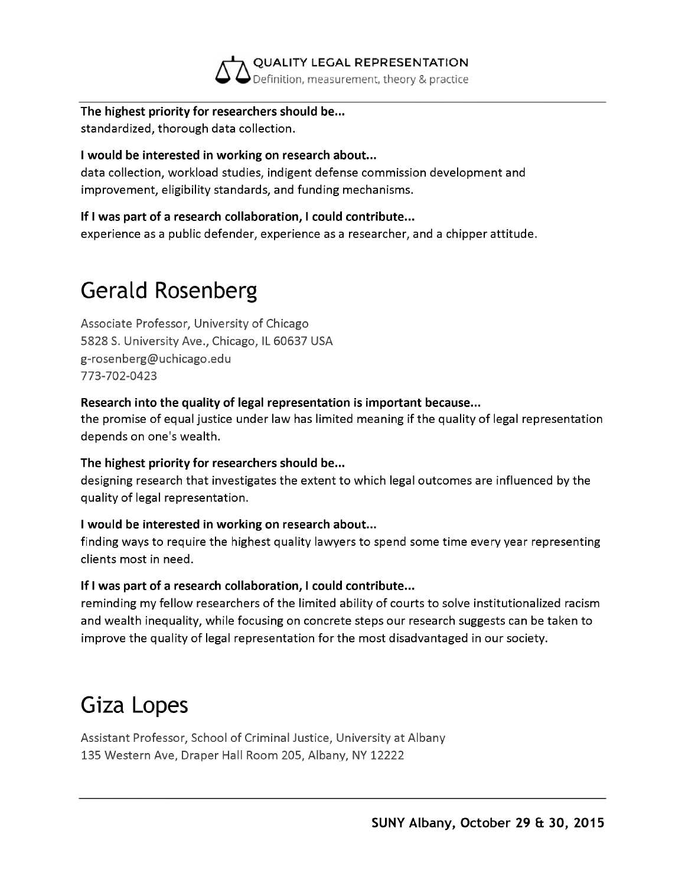**The highest priority for researchers should be...**
standardized, thorough data collection.

**I would be interested in working on research about...**
data collection, workload studies, indigent defense commission development and improvement, eligibility standards, and funding mechanisms.

**If I was part of a research collaboration, I could contribute...**
experience as a public defender, experience as a researcher, and a chipper attitude.

# Gerald Rosenberg

Associate Professor, University of Chicago
5828 S. University Ave., Chicago, IL 60637 USA
g-rosenberg@uchicago.edu
773-702-0423

**Research into the quality of legal representation is important because...**
the promise of equal justice under law has limited meaning if the quality of legal representation depends on one's wealth.

**The highest priority for researchers should be...**
designing research that investigates the extent to which legal outcomes are influenced by the quality of legal representation.

**I would be interested in working on research about...**
finding ways to require the highest quality lawyers to spend some time every year representing clients most in need.

**If I was part of a research collaboration, I could contribute...**
reminding my fellow researchers of the limited ability of courts to solve institutionalized racism and wealth inequality, while focusing on concrete steps our research suggests can be taken to improve the quality of legal representation for the most disadvantaged in our society.

# Giza Lopes

Assistant Professor, School of Criminal Justice, University at Albany
135 Western Ave, Draper Hall Room 205, Albany, NY 12222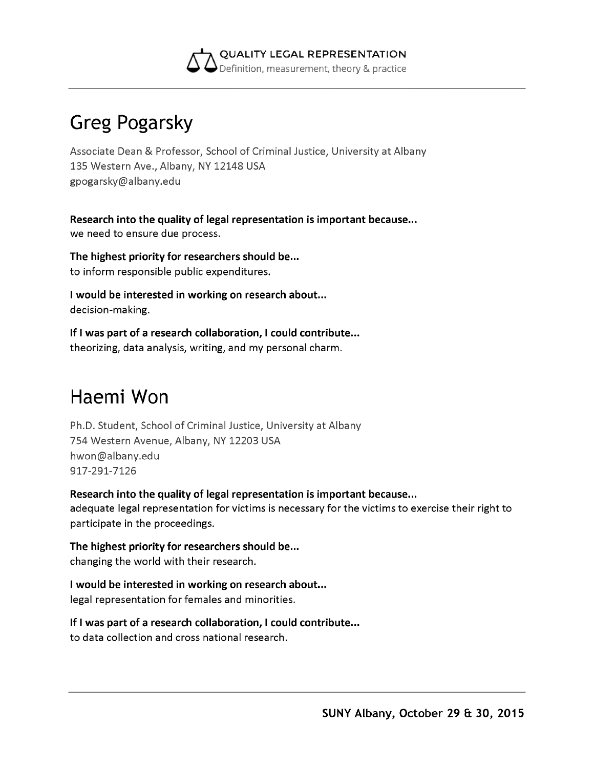## Greg Pogarsky

Associate Dean & Professor, School of Criminal Justice, University at Albany
135 Western Ave., Albany, NY 12148 USA
gpogarsky@albany.edu

**Research into the quality of legal representation is important because...**
we need to ensure due process.

**The highest priority for researchers should be...**
to inform responsible public expenditures.

**I would be interested in working on research about...**
decision-making.

**If I was part of a research collaboration, I could contribute...**
theorizing, data analysis, writing, and my personal charm.

## Haemi Won

Ph.D. Student, School of Criminal Justice, University at Albany
754 Western Avenue, Albany, NY 12203 USA
hwon@albany.edu
917-291-7126

**Research into the quality of legal representation is important because...**
adequate legal representation for victims is necessary for the victims to exercise their right to participate in the proceedings.

**The highest priority for researchers should be...**
changing the world with their research.

**I would be interested in working on research about...**
legal representation for females and minorities.

**If I was part of a research collaboration, I could contribute...**
to data collection and cross national research.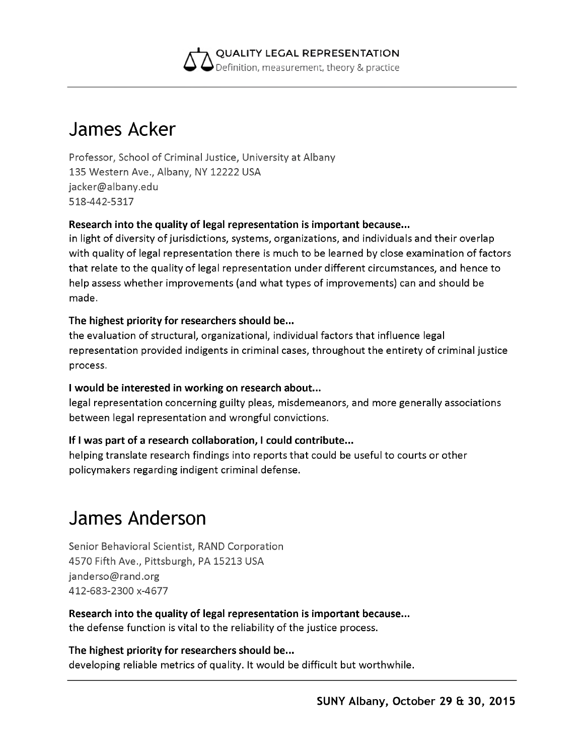# James Acker

Professor, School of Criminal Justice, University at Albany
135 Western Ave., Albany, NY 12222 USA
jacker@albany.edu
518-442-5317

**Research into the quality of legal representation is important because...**
in light of diversity of jurisdictions, systems, organizations, and individuals and their overlap with quality of legal representation there is much to be learned by close examination of factors that relate to the quality of legal representation under different circumstances, and hence to help assess whether improvements (and what types of improvements) can and should be made.

**The highest priority for researchers should be...**
the evaluation of structural, organizational, individual factors that influence legal representation provided indigents in criminal cases, throughout the entirety of criminal justice process.

**I would be interested in working on research about...**
legal representation concerning guilty pleas, misdemeanors, and more generally associations between legal representation and wrongful convictions.

**If I was part of a research collaboration, I could contribute...**
helping translate research findings into reports that could be useful to courts or other policymakers regarding indigent criminal defense.

# James Anderson

Senior Behavioral Scientist, RAND Corporation
4570 Fifth Ave., Pittsburgh, PA 15213 USA
janderso@rand.org
412-683-2300 x-4677

**Research into the quality of legal representation is important because...**
the defense function is vital to the reliability of the justice process.

**The highest priority for researchers should be...**
developing reliable metrics of quality. It would be difficult but worthwhile.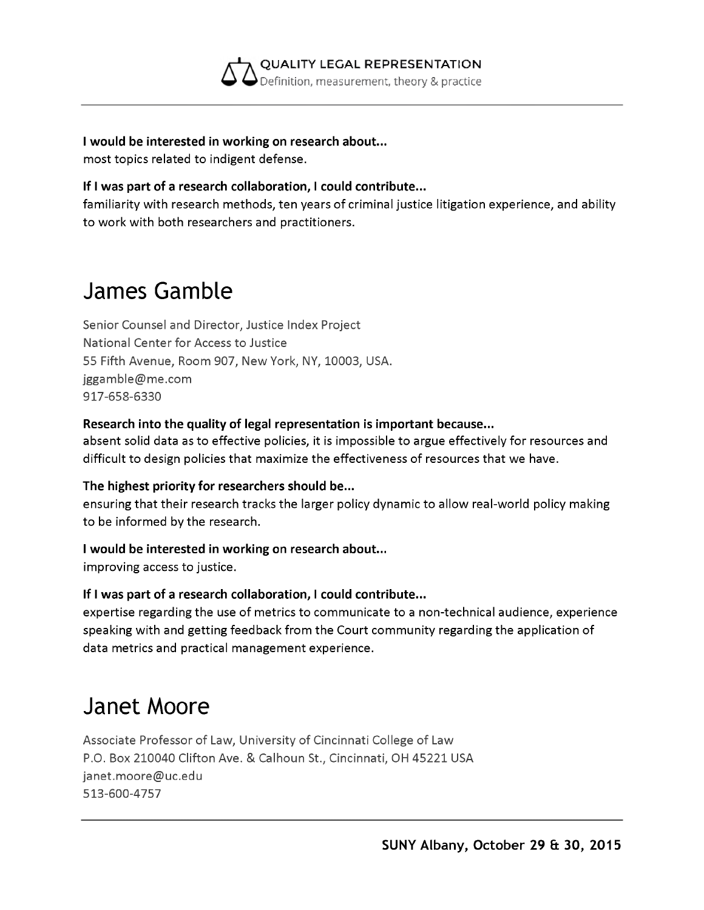**I would be interested in working on research about...**
most topics related to indigent defense.

**If I was part of a research collaboration, I could contribute...**
familiarity with research methods, ten years of criminal justice litigation experience, and ability to work with both researchers and practitioners.

# James Gamble

Senior Counsel and Director, Justice Index Project
National Center for Access to Justice
55 Fifth Avenue, Room 907, New York, NY, 10003, USA.
jggamble@me.com
917-658-6330

**Research into the quality of legal representation is important because...**
absent solid data as to effective policies, it is impossible to argue effectively for resources and difficult to design policies that maximize the effectiveness of resources that we have.

**The highest priority for researchers should be...**
ensuring that their research tracks the larger policy dynamic to allow real-world policy making to be informed by the research.

**I would be interested in working on research about...**
improving access to justice.

**If I was part of a research collaboration, I could contribute...**
expertise regarding the use of metrics to communicate to a non-technical audience, experience speaking with and getting feedback from the Court community regarding the application of data metrics and practical management experience.

# Janet Moore

Associate Professor of Law, University of Cincinnati College of Law
P.O. Box 210040 Clifton Ave. & Calhoun St., Cincinnati, OH 45221 USA
janet.moore@uc.edu
513-600-4757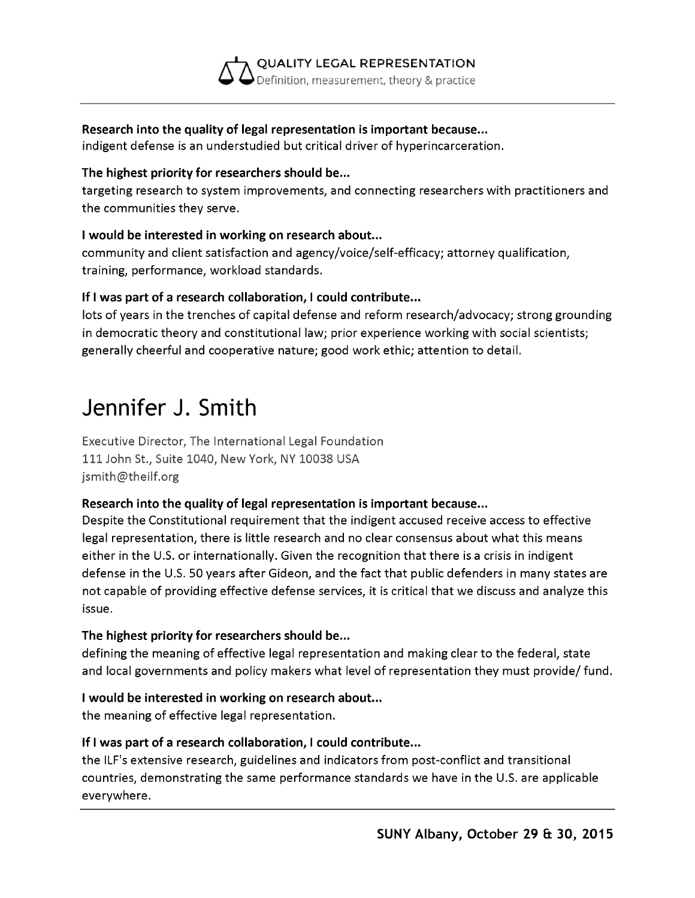**Research into the quality of legal representation is important because...**
indigent defense is an understudied but critical driver of hyperincarceration.

**The highest priority for researchers should be...**
targeting research to system improvements, and connecting researchers with practitioners and the communities they serve.

**I would be interested in working on research about...**
community and client satisfaction and agency/voice/self-efficacy; attorney qualification, training, performance, workload standards.

**If I was part of a research collaboration, I could contribute...**
lots of years in the trenches of capital defense and reform research/advocacy; strong grounding in democratic theory and constitutional law; prior experience working with social scientists; generally cheerful and cooperative nature; good work ethic; attention to detail.

# Jennifer J. Smith

Executive Director, The International Legal Foundation
111 John St., Suite 1040, New York, NY 10038 USA
jsmith@theilf.org

**Research into the quality of legal representation is important because...**
Despite the Constitutional requirement that the indigent accused receive access to effective legal representation, there is little research and no clear consensus about what this means either in the U.S. or internationally. Given the recognition that there is a crisis in indigent defense in the U.S. 50 years after Gideon, and the fact that public defenders in many states are not capable of providing effective defense services, it is critical that we discuss and analyze this issue.

**The highest priority for researchers should be...**
defining the meaning of effective legal representation and making clear to the federal, state and local governments and policy makers what level of representation they must provide/ fund.

**I would be interested in working on research about...**
the meaning of effective legal representation.

**If I was part of a research collaboration, I could contribute...**
the ILF's extensive research, guidelines and indicators from post-conflict and transitional countries, demonstrating the same performance standards we have in the U.S. are applicable everywhere.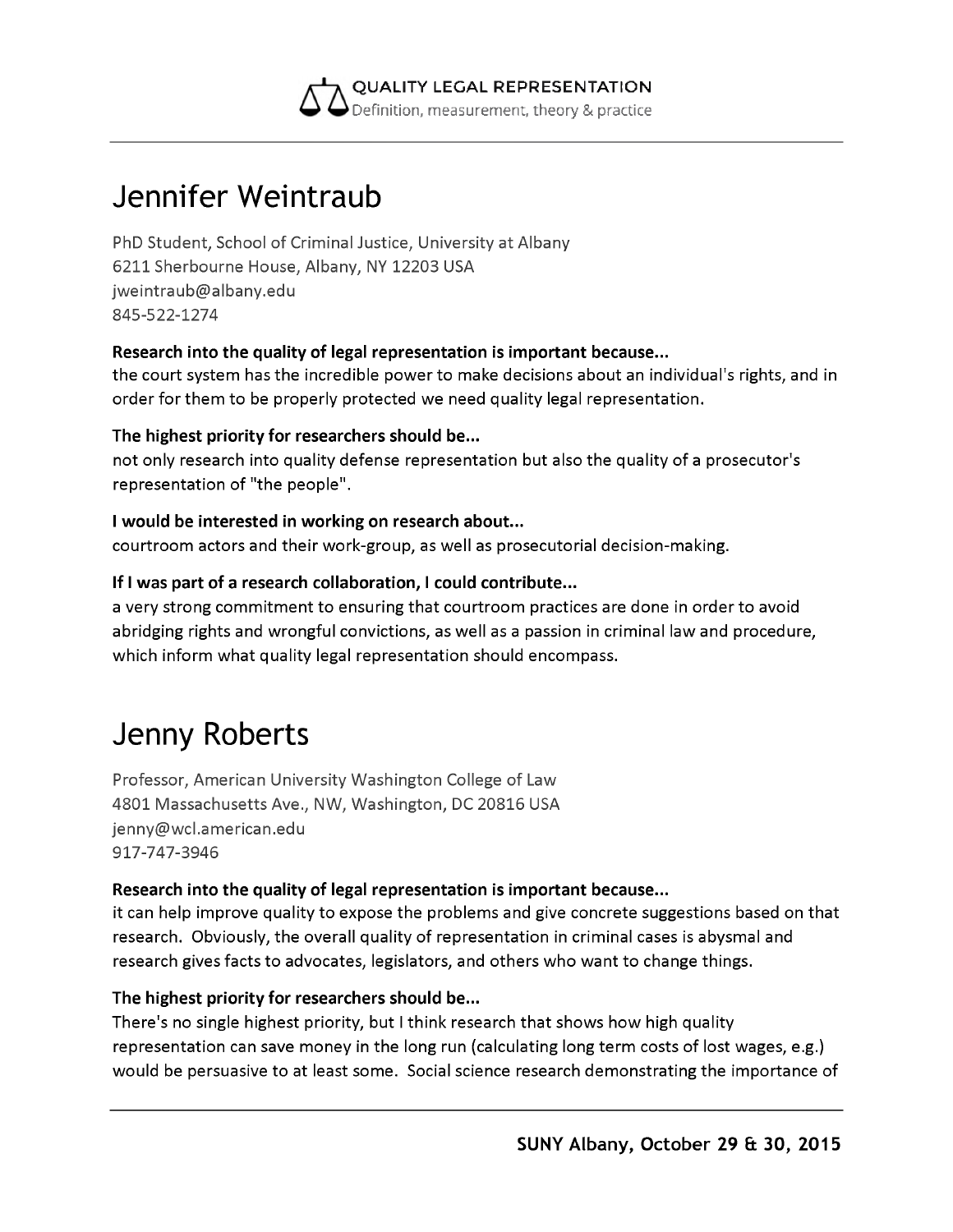# Jennifer Weintraub

PhD Student, School of Criminal Justice, University at Albany
6211 Sherbourne House, Albany, NY 12203 USA
jweintraub@albany.edu
845-522-1274

**Research into the quality of legal representation is important because...**
the court system has the incredible power to make decisions about an individual's rights, and in order for them to be properly protected we need quality legal representation.

**The highest priority for researchers should be...**
not only research into quality defense representation but also the quality of a prosecutor's representation of "the people".

**I would be interested in working on research about...**
courtroom actors and their work-group, as well as prosecutorial decision-making.

**If I was part of a research collaboration, I could contribute...**
a very strong commitment to ensuring that courtroom practices are done in order to avoid abridging rights and wrongful convictions, as well as a passion in criminal law and procedure, which inform what quality legal representation should encompass.

# Jenny Roberts

Professor, American University Washington College of Law
4801 Massachusetts Ave., NW, Washington, DC 20816 USA
jenny@wcl.american.edu
917-747-3946

**Research into the quality of legal representation is important because...**
it can help improve quality to expose the problems and give concrete suggestions based on that research. Obviously, the overall quality of representation in criminal cases is abysmal and research gives facts to advocates, legislators, and others who want to change things.

**The highest priority for researchers should be...**
There's no single highest priority, but I think research that shows how high quality representation can save money in the long run (calculating long term costs of lost wages, e.g.) would be persuasive to at least some. Social science research demonstrating the importance of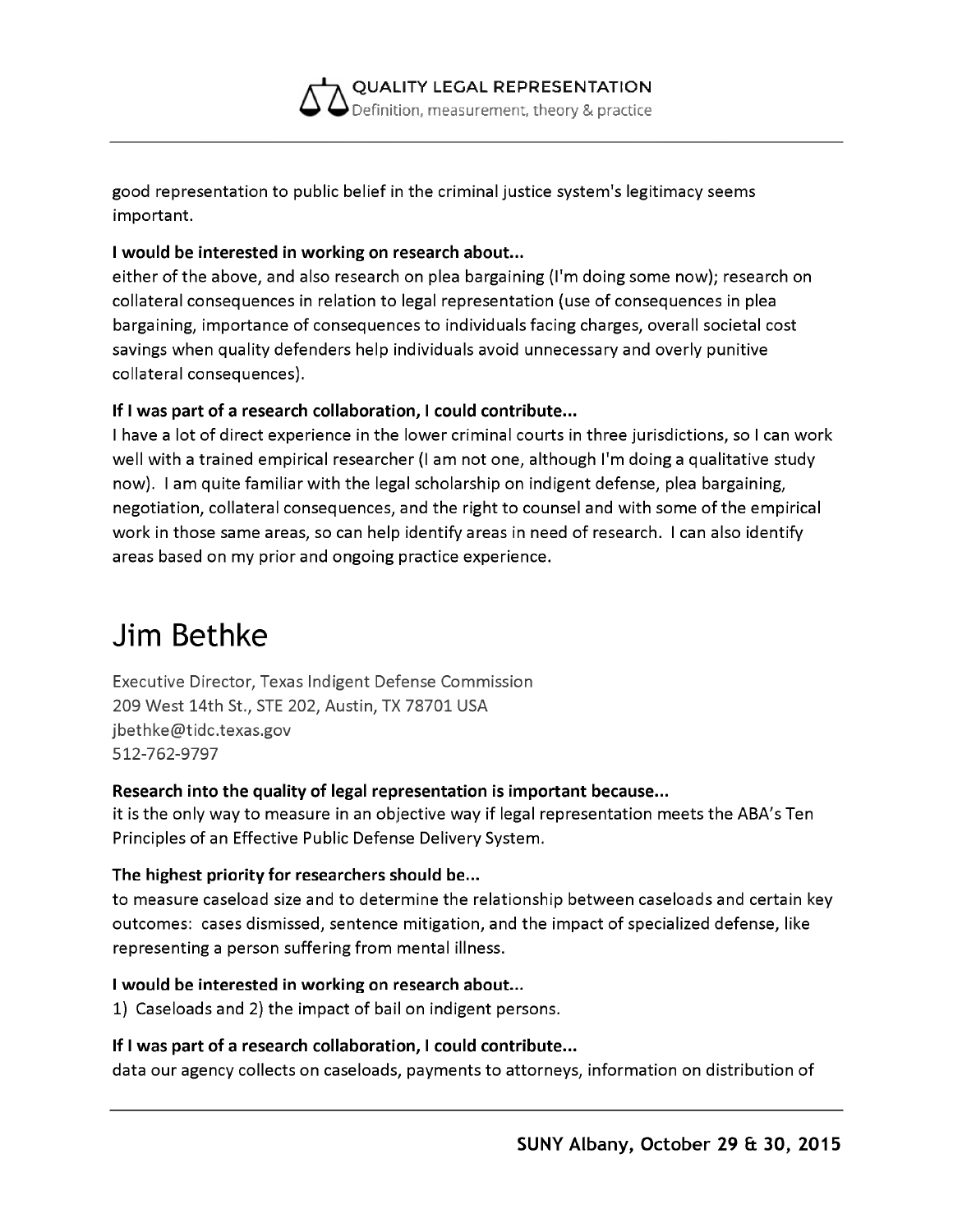good representation to public belief in the criminal justice system's legitimacy seems important.

**I would be interested in working on research about...**
either of the above, and also research on plea bargaining (I'm doing some now); research on collateral consequences in relation to legal representation (use of consequences in plea bargaining, importance of consequences to individuals facing charges, overall societal cost savings when quality defenders help individuals avoid unnecessary and overly punitive collateral consequences).

**If I was part of a research collaboration, I could contribute...**
I have a lot of direct experience in the lower criminal courts in three jurisdictions, so I can work well with a trained empirical researcher (I am not one, although I'm doing a qualitative study now). I am quite familiar with the legal scholarship on indigent defense, plea bargaining, negotiation, collateral consequences, and the right to counsel and with some of the empirical work in those same areas, so can help identify areas in need of research. I can also identify areas based on my prior and ongoing practice experience.

# Jim Bethke

Executive Director, Texas Indigent Defense Commission
209 West 14th St., STE 202, Austin, TX 78701 USA
jbethke@tidc.texas.gov
512-762-9797

**Research into the quality of legal representation is important because...**
it is the only way to measure in an objective way if legal representation meets the ABA's Ten Principles of an Effective Public Defense Delivery System.

**The highest priority for researchers should be...**
to measure caseload size and to determine the relationship between caseloads and certain key outcomes: cases dismissed, sentence mitigation, and the impact of specialized defense, like representing a person suffering from mental illness.

**I would be interested in working on research about...**
1) Caseloads and 2) the impact of bail on indigent persons.

**If I was part of a research collaboration, I could contribute...**
data our agency collects on caseloads, payments to attorneys, information on distribution of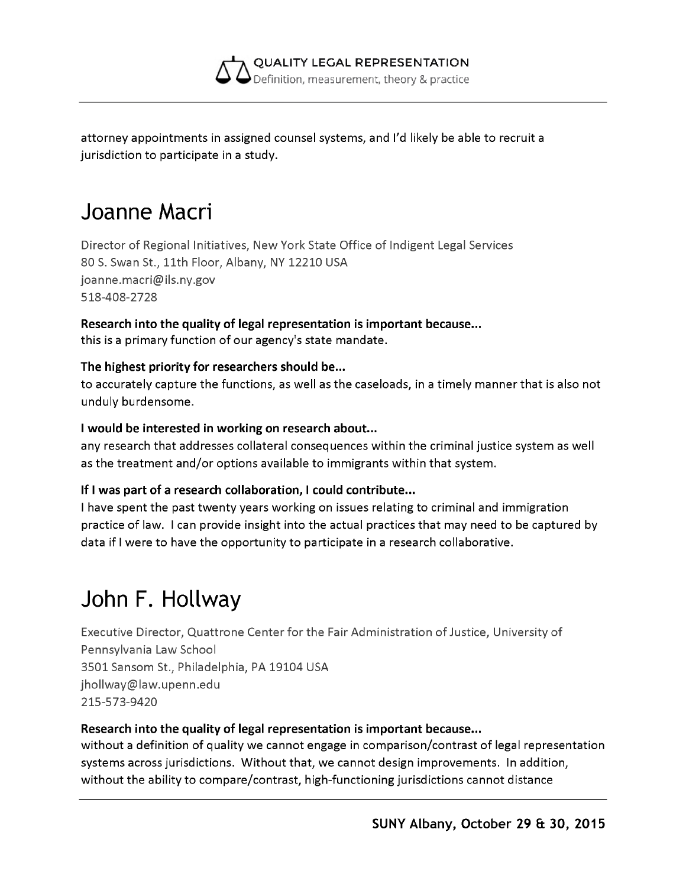attorney appointments in assigned counsel systems, and I'd likely be able to recruit a jurisdiction to participate in a study.

# Joanne Macri

Director of Regional Initiatives, New York State Office of Indigent Legal Services
80 S. Swan St., 11th Floor, Albany, NY 12210 USA
joanne.macri@ils.ny.gov
518-408-2728

**Research into the quality of legal representation is important because...**
this is a primary function of our agency's state mandate.

**The highest priority for researchers should be...**
to accurately capture the functions, as well as the caseloads, in a timely manner that is also not unduly burdensome.

**I would be interested in working on research about...**
any research that addresses collateral consequences within the criminal justice system as well as the treatment and/or options available to immigrants within that system.

**If I was part of a research collaboration, I could contribute...**
I have spent the past twenty years working on issues relating to criminal and immigration practice of law. I can provide insight into the actual practices that may need to be captured by data if I were to have the opportunity to participate in a research collaborative.

# John F. Hollway

Executive Director, Quattrone Center for the Fair Administration of Justice, University of Pennsylvania Law School
3501 Sansom St., Philadelphia, PA 19104 USA
jhollway@law.upenn.edu
215-573-9420

**Research into the quality of legal representation is important because...**
without a definition of quality we cannot engage in comparison/contrast of legal representation systems across jurisdictions. Without that, we cannot design improvements. In addition, without the ability to compare/contrast, high-functioning jurisdictions cannot distance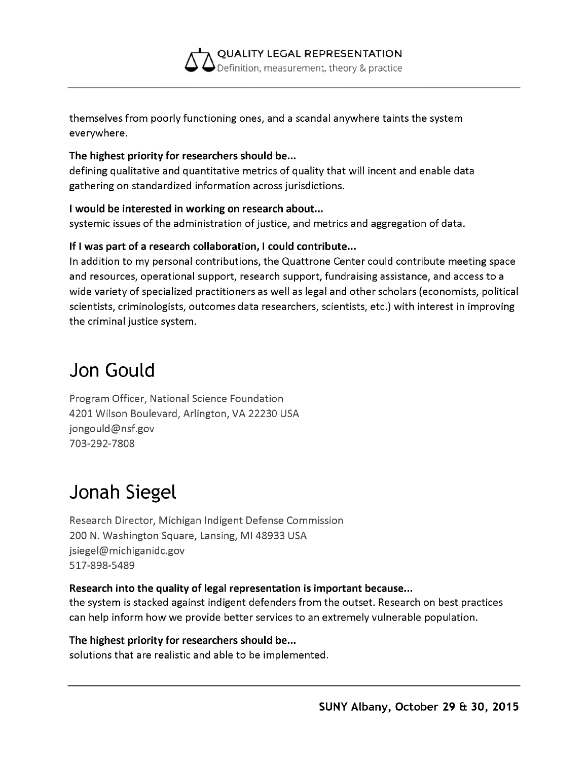themselves from poorly functioning ones, and a scandal anywhere taints the system everywhere.

**The highest priority for researchers should be...**
defining qualitative and quantitative metrics of quality that will incent and enable data gathering on standardized information across jurisdictions.

**I would be interested in working on research about...**
systemic issues of the administration of justice, and metrics and aggregation of data.

**If I was part of a research collaboration, I could contribute...**
In addition to my personal contributions, the Quattrone Center could contribute meeting space and resources, operational support, research support, fundraising assistance, and access to a wide variety of specialized practitioners as well as legal and other scholars (economists, political scientists, criminologists, outcomes data researchers, scientists, etc.) with interest in improving the criminal justice system.

# Jon Gould

Program Officer, National Science Foundation
4201 Wilson Boulevard, Arlington, VA 22230 USA
jongould@nsf.gov
703-292-7808

# Jonah Siegel

Research Director, Michigan Indigent Defense Commission
200 N. Washington Square, Lansing, MI 48933 USA
jsiegel@michiganidc.gov
517-898-5489

**Research into the quality of legal representation is important because...**
the system is stacked against indigent defenders from the outset. Research on best practices can help inform how we provide better services to an extremely vulnerable population.

**The highest priority for researchers should be...**
solutions that are realistic and able to be implemented.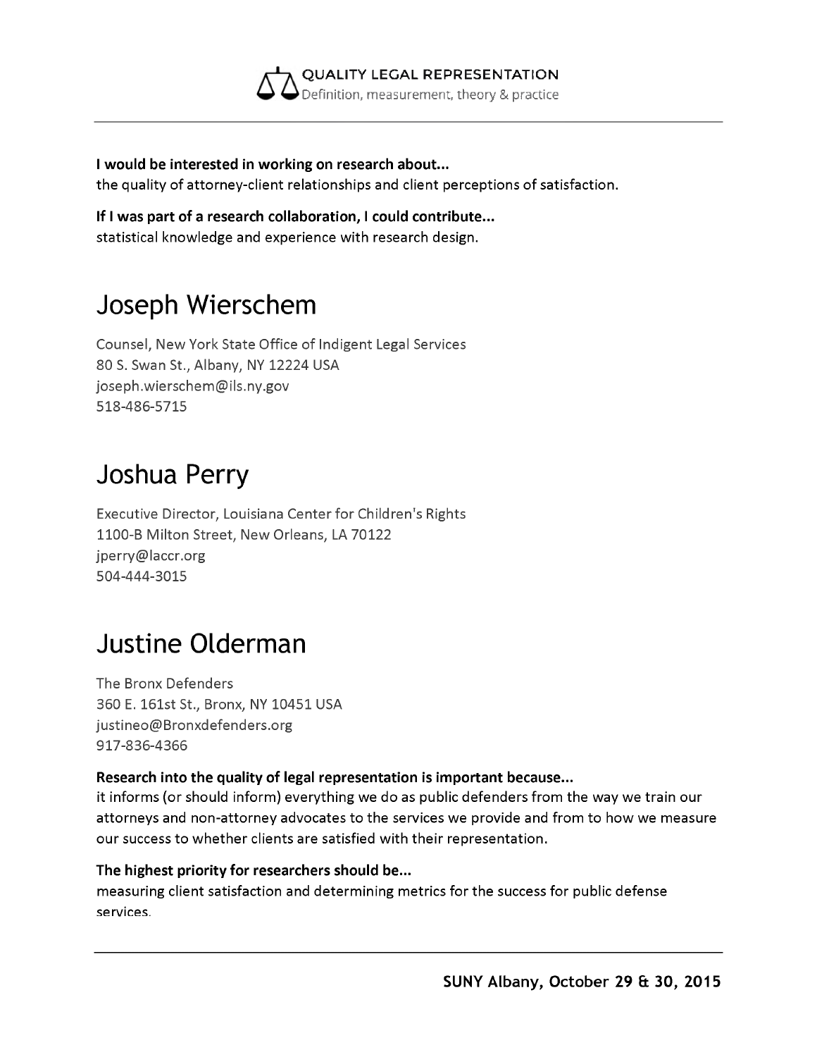**I would be interested in working on research about...**
the quality of attorney-client relationships and client perceptions of satisfaction.

**If I was part of a research collaboration, I could contribute...**
statistical knowledge and experience with research design.

# Joseph Wierschem

Counsel, New York State Office of Indigent Legal Services
80 S. Swan St., Albany, NY 12224 USA
joseph.wierschem@ils.ny.gov
518-486-5715

# Joshua Perry

Executive Director, Louisiana Center for Children's Rights
1100-B Milton Street, New Orleans, LA 70122
jperry@laccr.org
504-444-3015

# Justine Olderman

The Bronx Defenders
360 E. 161st St., Bronx, NY 10451 USA
justineo@Bronxdefenders.org
917-836-4366

**Research into the quality of legal representation is important because...**
it informs (or should inform) everything we do as public defenders from the way we train our attorneys and non-attorney advocates to the services we provide and from to how we measure our success to whether clients are satisfied with their representation.

**The highest priority for researchers should be...**
measuring client satisfaction and determining metrics for the success for public defense services.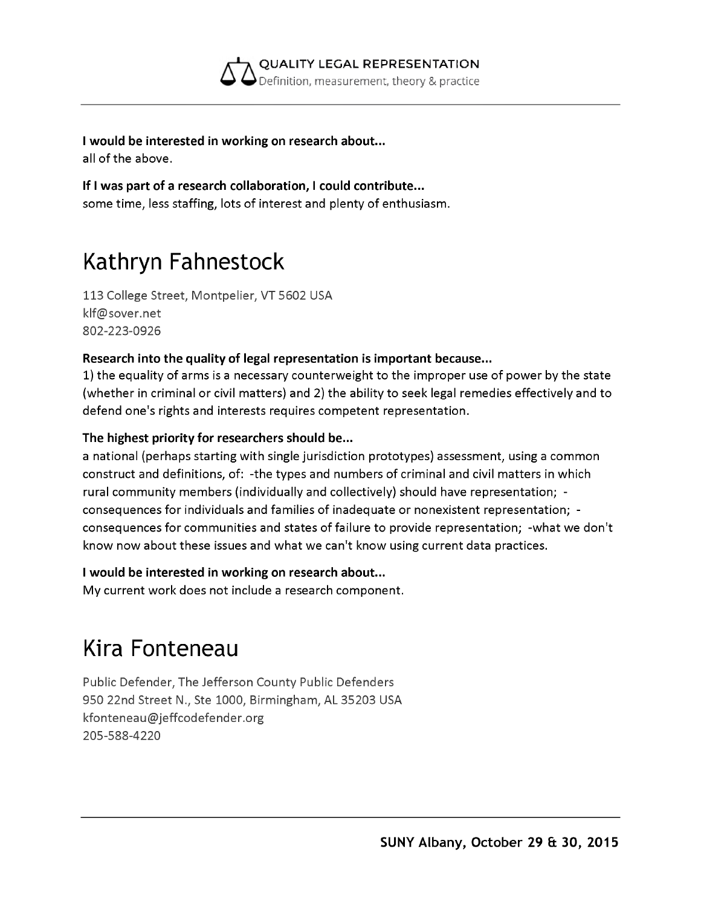**I would be interested in working on research about...**
all of the above.

**If I was part of a research collaboration, I could contribute...**
some time, less staffing, lots of interest and plenty of enthusiasm.

# Kathryn Fahnestock

113 College Street, Montpelier, VT 5602 USA
klf@sover.net
802-223-0926

**Research into the quality of legal representation is important because...**
1) the equality of arms is a necessary counterweight to the improper use of power by the state (whether in criminal or civil matters) and 2) the ability to seek legal remedies effectively and to defend one's rights and interests requires competent representation.

**The highest priority for researchers should be...**
a national (perhaps starting with single jurisdiction prototypes) assessment, using a common construct and definitions, of: -the types and numbers of criminal and civil matters in which rural community members (individually and collectively) should have representation; -consequences for individuals and families of inadequate or nonexistent representation; -consequences for communities and states of failure to provide representation; -what we don't know now about these issues and what we can't know using current data practices.

**I would be interested in working on research about...**
My current work does not include a research component.

# Kira Fonteneau

Public Defender, The Jefferson County Public Defenders
950 22nd Street N., Ste 1000, Birmingham, AL 35203 USA
kfonteneau@jeffcodefender.org
205-588-4220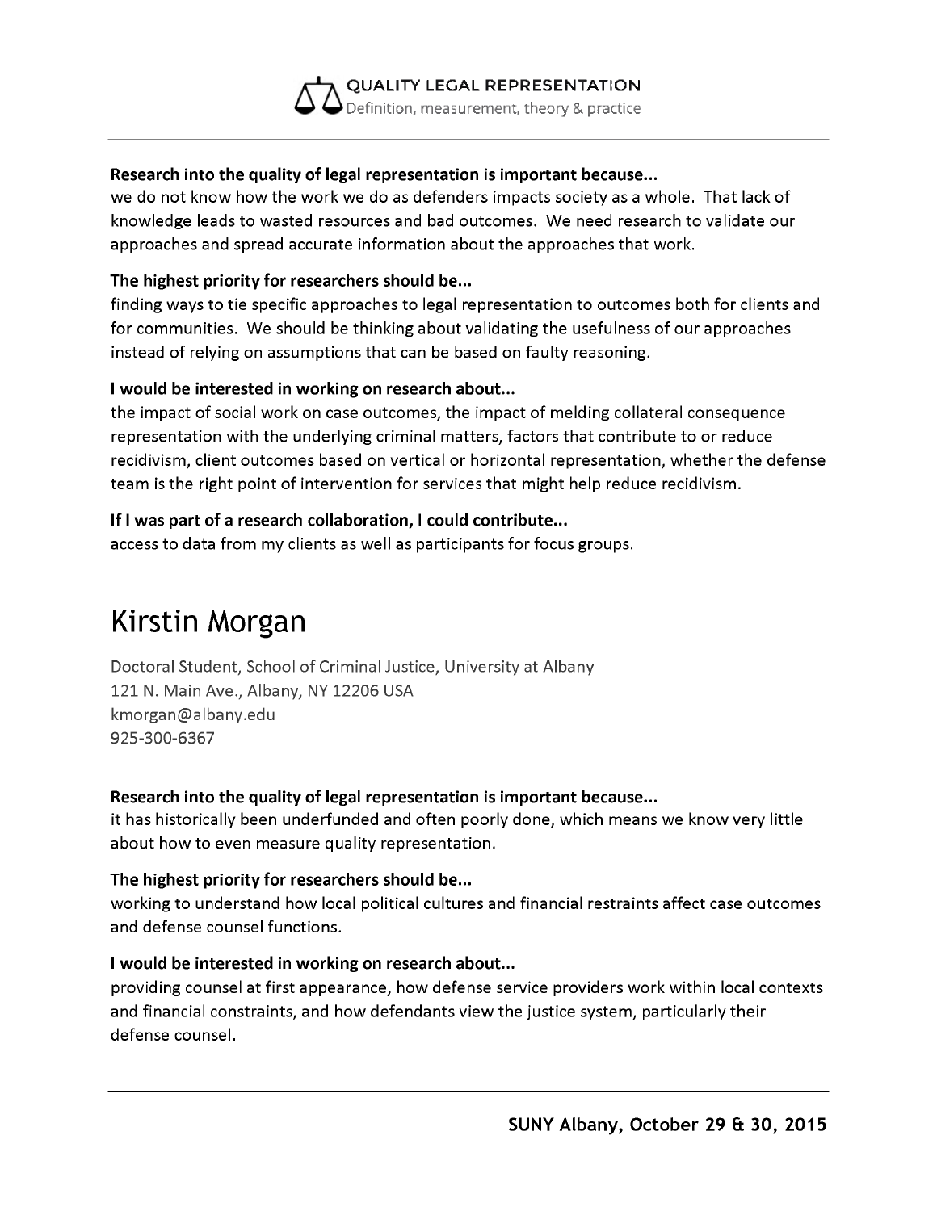**Research into the quality of legal representation is important because...**
we do not know how the work we do as defenders impacts society as a whole. That lack of knowledge leads to wasted resources and bad outcomes. We need research to validate our approaches and spread accurate information about the approaches that work.

**The highest priority for researchers should be...**
finding ways to tie specific approaches to legal representation to outcomes both for clients and for communities. We should be thinking about validating the usefulness of our approaches instead of relying on assumptions that can be based on faulty reasoning.

**I would be interested in working on research about...**
the impact of social work on case outcomes, the impact of melding collateral consequence representation with the underlying criminal matters, factors that contribute to or reduce recidivism, client outcomes based on vertical or horizontal representation, whether the defense team is the right point of intervention for services that might help reduce recidivism.

**If I was part of a research collaboration, I could contribute...**
access to data from my clients as well as participants for focus groups.

# Kirstin Morgan

Doctoral Student, School of Criminal Justice, University at Albany
121 N. Main Ave., Albany, NY 12206 USA
kmorgan@albany.edu
925-300-6367

**Research into the quality of legal representation is important because...**
it has historically been underfunded and often poorly done, which means we know very little about how to even measure quality representation.

**The highest priority for researchers should be...**
working to understand how local political cultures and financial restraints affect case outcomes and defense counsel functions.

**I would be interested in working on research about...**
providing counsel at first appearance, how defense service providers work within local contexts and financial constraints, and how defendants view the justice system, particularly their defense counsel.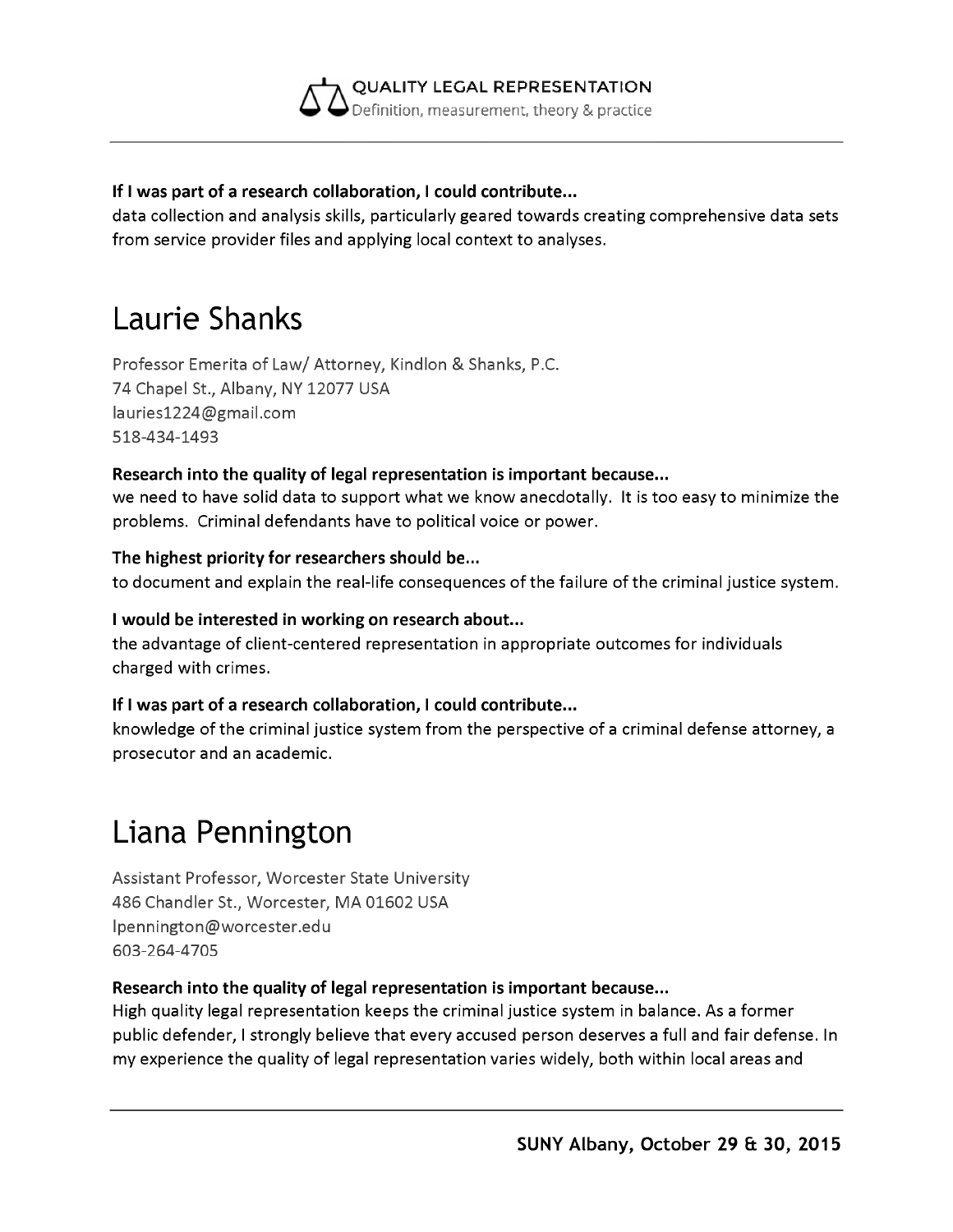**If I was part of a research collaboration, I could contribute...**
data collection and analysis skills, particularly geared towards creating comprehensive data sets from service provider files and applying local context to analyses.

# Laurie Shanks

Professor Emerita of Law/ Attorney, Kindlon & Shanks, P.C.
74 Chapel St., Albany, NY 12077 USA
lauries1224@gmail.com
518-434-1493

**Research into the quality of legal representation is important because...**
we need to have solid data to support what we know anecdotally. It is too easy to minimize the problems. Criminal defendants have to political voice or power.

**The highest priority for researchers should be...**
to document and explain the real-life consequences of the failure of the criminal justice system.

**I would be interested in working on research about...**
the advantage of client-centered representation in appropriate outcomes for individuals charged with crimes.

**If I was part of a research collaboration, I could contribute...**
knowledge of the criminal justice system from the perspective of a criminal defense attorney, a prosecutor and an academic.

# Liana Pennington

Assistant Professor, Worcester State University
486 Chandler St., Worcester, MA 01602 USA
lpennington@worcester.edu
603-264-4705

**Research into the quality of legal representation is important because...**
High quality legal representation keeps the criminal justice system in balance. As a former public defender, I strongly believe that every accused person deserves a full and fair defense. In my experience the quality of legal representation varies widely, both within local areas and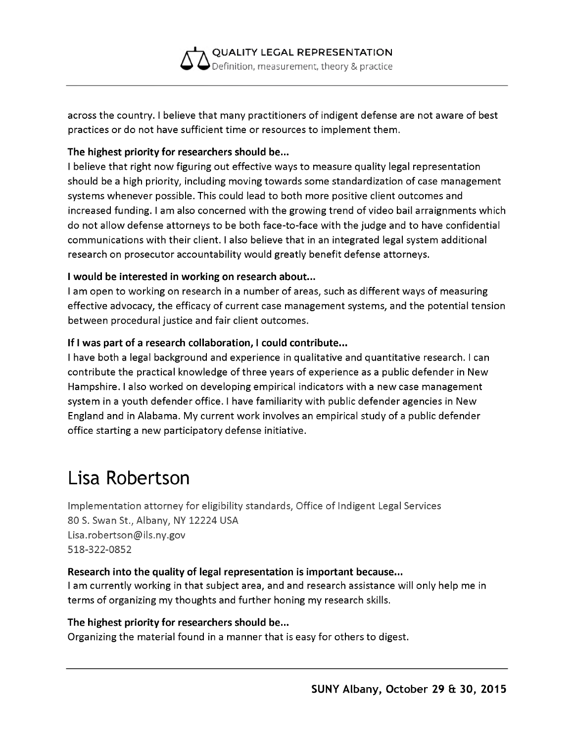across the country. I believe that many practitioners of indigent defense are not aware of best practices or do not have sufficient time or resources to implement them.

**The highest priority for researchers should be...**
I believe that right now figuring out effective ways to measure quality legal representation should be a high priority, including moving towards some standardization of case management systems whenever possible. This could lead to both more positive client outcomes and increased funding. I am also concerned with the growing trend of video bail arraignments which do not allow defense attorneys to be both face-to-face with the judge and to have confidential communications with their client. I also believe that in an integrated legal system additional research on prosecutor accountability would greatly benefit defense attorneys.

**I would be interested in working on research about...**
I am open to working on research in a number of areas, such as different ways of measuring effective advocacy, the efficacy of current case management systems, and the potential tension between procedural justice and fair client outcomes.

**If I was part of a research collaboration, I could contribute...**
I have both a legal background and experience in qualitative and quantitative research. I can contribute the practical knowledge of three years of experience as a public defender in New Hampshire. I also worked on developing empirical indicators with a new case management system in a youth defender office. I have familiarity with public defender agencies in New England and in Alabama. My current work involves an empirical study of a public defender office starting a new participatory defense initiative.

# Lisa Robertson

Implementation attorney for eligibility standards, Office of Indigent Legal Services
80 S. Swan St., Albany, NY 12224 USA
Lisa.robertson@ils.ny.gov
518-322-0852

**Research into the quality of legal representation is important because...**
I am currently working in that subject area, and and research assistance will only help me in terms of organizing my thoughts and further honing my research skills.

**The highest priority for researchers should be...**
Organizing the material found in a manner that is easy for others to digest.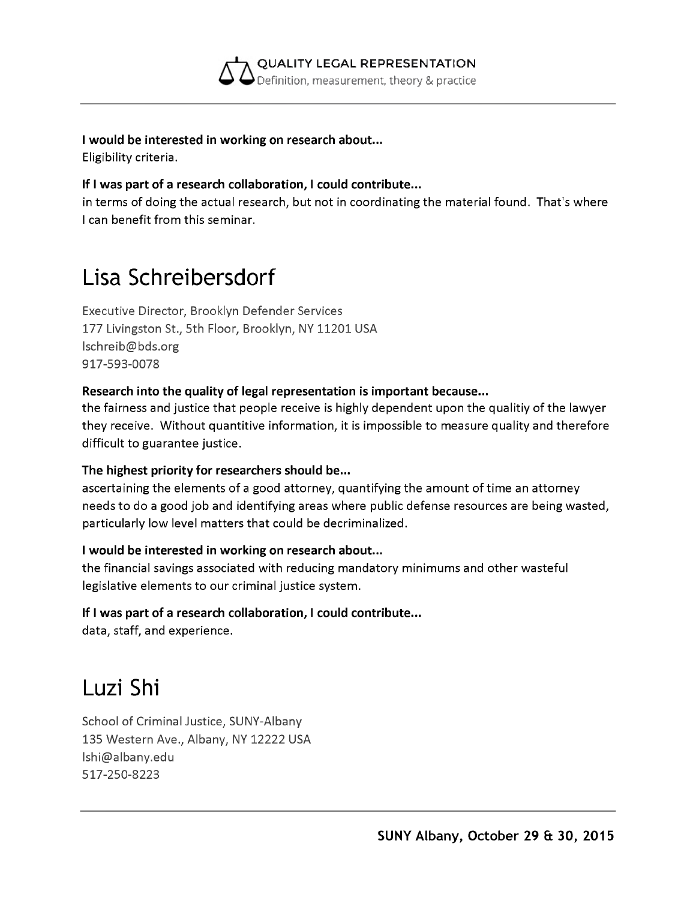**I would be interested in working on research about...**
Eligibility criteria.

**If I was part of a research collaboration, I could contribute...**
in terms of doing the actual research, but not in coordinating the material found. That's where I can benefit from this seminar.

# Lisa Schreibersdorf

Executive Director, Brooklyn Defender Services
177 Livingston St., 5th Floor, Brooklyn, NY 11201 USA
lschreib@bds.org
917-593-0078

**Research into the quality of legal representation is important because...**
the fairness and justice that people receive is highly dependent upon the qualitiy of the lawyer they receive. Without quantitive information, it is impossible to measure quality and therefore difficult to guarantee justice.

**The highest priority for researchers should be...**
ascertaining the elements of a good attorney, quantifying the amount of time an attorney needs to do a good job and identifying areas where public defense resources are being wasted, particularly low level matters that could be decriminalized.

**I would be interested in working on research about...**
the financial savings associated with reducing mandatory minimums and other wasteful legislative elements to our criminal justice system.

**If I was part of a research collaboration, I could contribute...**
data, staff, and experience.

# Luzi Shi

School of Criminal Justice, SUNY-Albany
135 Western Ave., Albany, NY 12222 USA
lshi@albany.edu
517-250-8223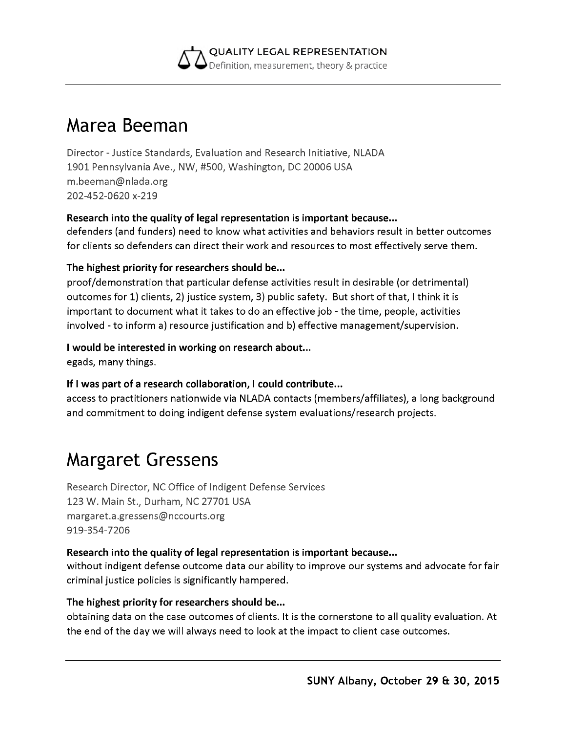## Marea Beeman

Director - Justice Standards, Evaluation and Research Initiative, NLADA
1901 Pennsylvania Ave., NW, #500, Washington, DC 20006 USA
m.beeman@nlada.org
202-452-0620 x-219

**Research into the quality of legal representation is important because...**
defenders (and funders) need to know what activities and behaviors result in better outcomes for clients so defenders can direct their work and resources to most effectively serve them.

**The highest priority for researchers should be...**
proof/demonstration that particular defense activities result in desirable (or detrimental) outcomes for 1) clients, 2) justice system, 3) public safety. But short of that, I think it is important to document what it takes to do an effective job - the time, people, activities involved - to inform a) resource justification and b) effective management/supervision.

**I would be interested in working on research about...**
egads, many things.

**If I was part of a research collaboration, I could contribute...**
access to practitioners nationwide via NLADA contacts (members/affiliates), a long background and commitment to doing indigent defense system evaluations/research projects.

## Margaret Gressens

Research Director, NC Office of Indigent Defense Services
123 W. Main St., Durham, NC 27701 USA
margaret.a.gressens@nccourts.org
919-354-7206

**Research into the quality of legal representation is important because...**
without indigent defense outcome data our ability to improve our systems and advocate for fair criminal justice policies is significantly hampered.

**The highest priority for researchers should be...**
obtaining data on the case outcomes of clients. It is the cornerstone to all quality evaluation. At the end of the day we will always need to look at the impact to client case outcomes.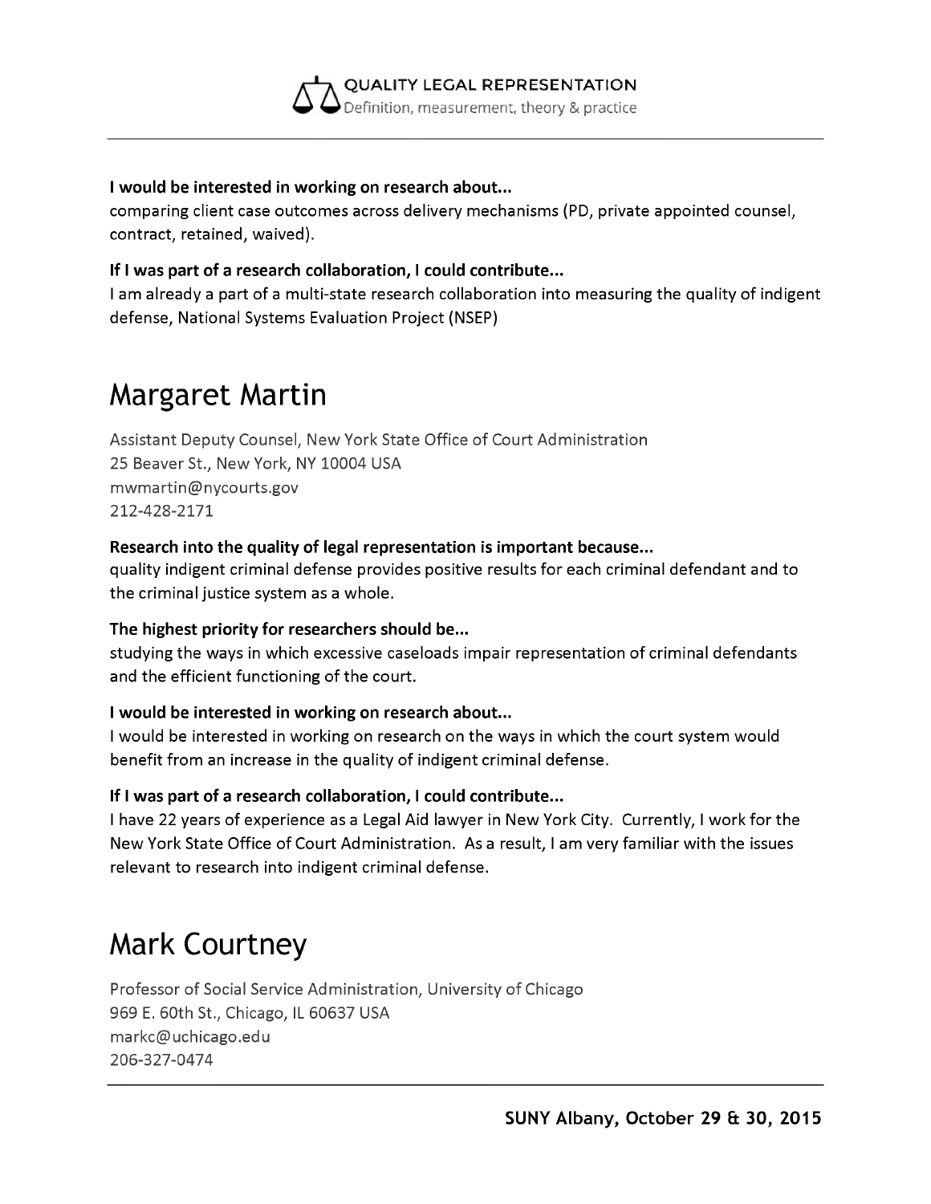**I would be interested in working on research about...**
comparing client case outcomes across delivery mechanisms (PD, private appointed counsel, contract, retained, waived).

**If I was part of a research collaboration, I could contribute...**
I am already a part of a multi-state research collaboration into measuring the quality of indigent defense, National Systems Evaluation Project (NSEP)

# Margaret Martin

Assistant Deputy Counsel, New York State Office of Court Administration
25 Beaver St., New York, NY 10004 USA
mwmartin@nycourts.gov
212-428-2171

**Research into the quality of legal representation is important because...**
quality indigent criminal defense provides positive results for each criminal defendant and to the criminal justice system as a whole.

**The highest priority for researchers should be...**
studying the ways in which excessive caseloads impair representation of criminal defendants and the efficient functioning of the court.

**I would be interested in working on research about...**
I would be interested in working on research on the ways in which the court system would benefit from an increase in the quality of indigent criminal defense.

**If I was part of a research collaboration, I could contribute...**
I have 22 years of experience as a Legal Aid lawyer in New York City. Currently, I work for the New York State Office of Court Administration. As a result, I am very familiar with the issues relevant to research into indigent criminal defense.

# Mark Courtney

Professor of Social Service Administration, University of Chicago
969 E. 60th St., Chicago, IL 60637 USA
markc@uchicago.edu
206-327-0474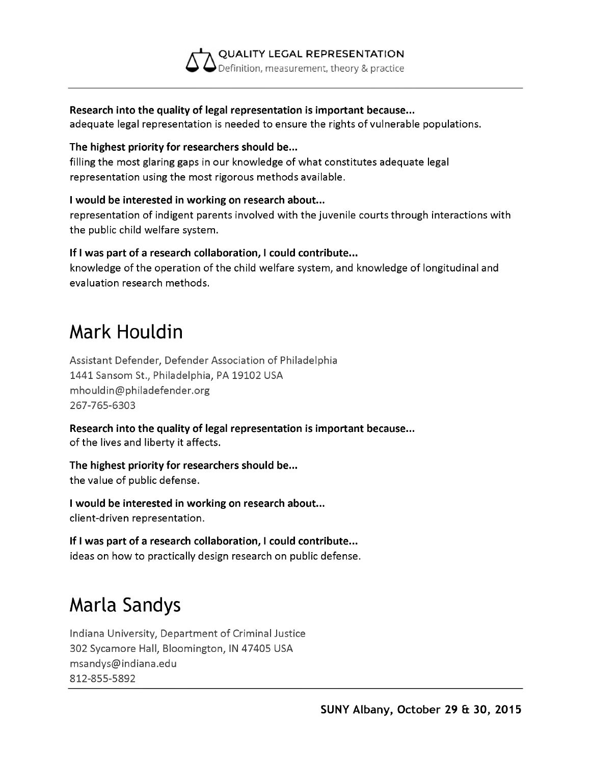**Research into the quality of legal representation is important because...**
adequate legal representation is needed to ensure the rights of vulnerable populations.

**The highest priority for researchers should be...**
filling the most glaring gaps in our knowledge of what constitutes adequate legal representation using the most rigorous methods available.

**I would be interested in working on research about...**
representation of indigent parents involved with the juvenile courts through interactions with the public child welfare system.

**If I was part of a research collaboration, I could contribute...**
knowledge of the operation of the child welfare system, and knowledge of longitudinal and evaluation research methods.

# Mark Houldin

Assistant Defender, Defender Association of Philadelphia
1441 Sansom St., Philadelphia, PA 19102 USA
mhouldin@philadefender.org
267-765-6303

**Research into the quality of legal representation is important because...**
of the lives and liberty it affects.

**The highest priority for researchers should be...**
the value of public defense.

**I would be interested in working on research about...**
client-driven representation.

**If I was part of a research collaboration, I could contribute...**
ideas on how to practically design research on public defense.

# Marla Sandys

Indiana University, Department of Criminal Justice
302 Sycamore Hall, Bloomington, IN 47405 USA
msandys@indiana.edu
812-855-5892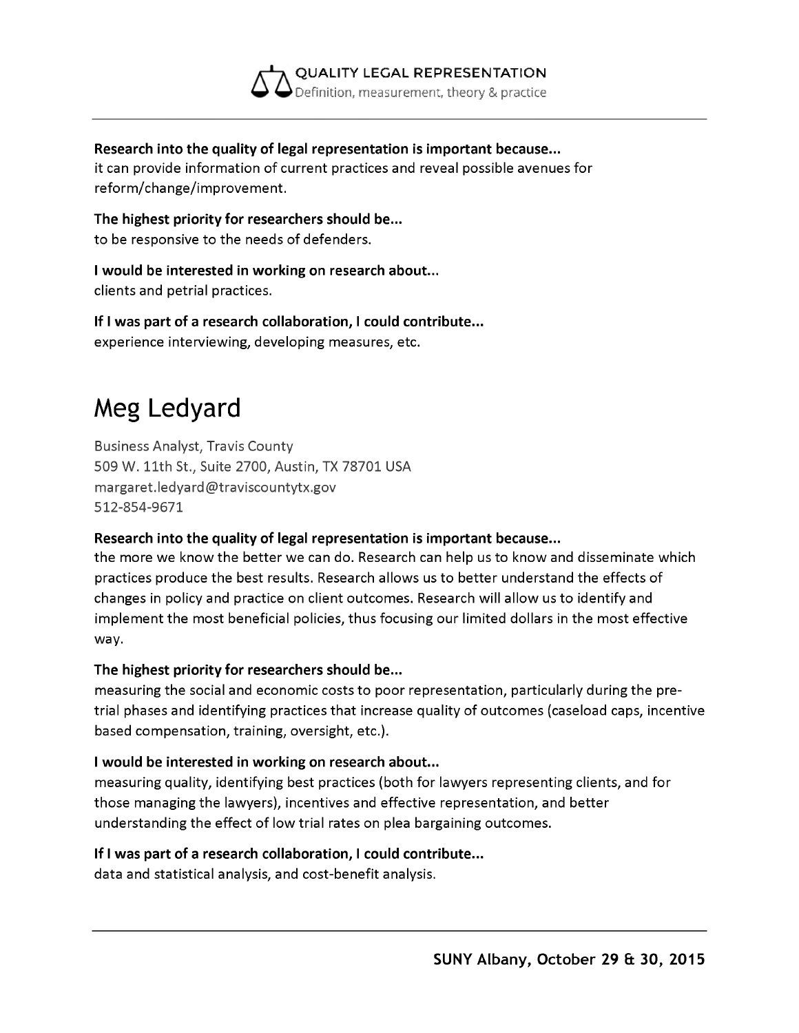**Research into the quality of legal representation is important because...**
it can provide information of current practices and reveal possible avenues for reform/change/improvement.

**The highest priority for researchers should be...**
to be responsive to the needs of defenders.

**I would be interested in working on research about...**
clients and petrial practices.

**If I was part of a research collaboration, I could contribute...**
experience interviewing, developing measures, etc.

# Meg Ledyard

Business Analyst, Travis County
509 W. 11th St., Suite 2700, Austin, TX 78701 USA
margaret.ledyard@traviscountytx.gov
512-854-9671

**Research into the quality of legal representation is important because...**
the more we know the better we can do. Research can help us to know and disseminate which practices produce the best results. Research allows us to better understand the effects of changes in policy and practice on client outcomes. Research will allow us to identify and implement the most beneficial policies, thus focusing our limited dollars in the most effective way.

**The highest priority for researchers should be...**
measuring the social and economic costs to poor representation, particularly during the pre-trial phases and identifying practices that increase quality of outcomes (caseload caps, incentive based compensation, training, oversight, etc.).

**I would be interested in working on research about...**
measuring quality, identifying best practices (both for lawyers representing clients, and for those managing the lawyers), incentives and effective representation, and better understanding the effect of low trial rates on plea bargaining outcomes.

**If I was part of a research collaboration, I could contribute...**
data and statistical analysis, and cost-benefit analysis.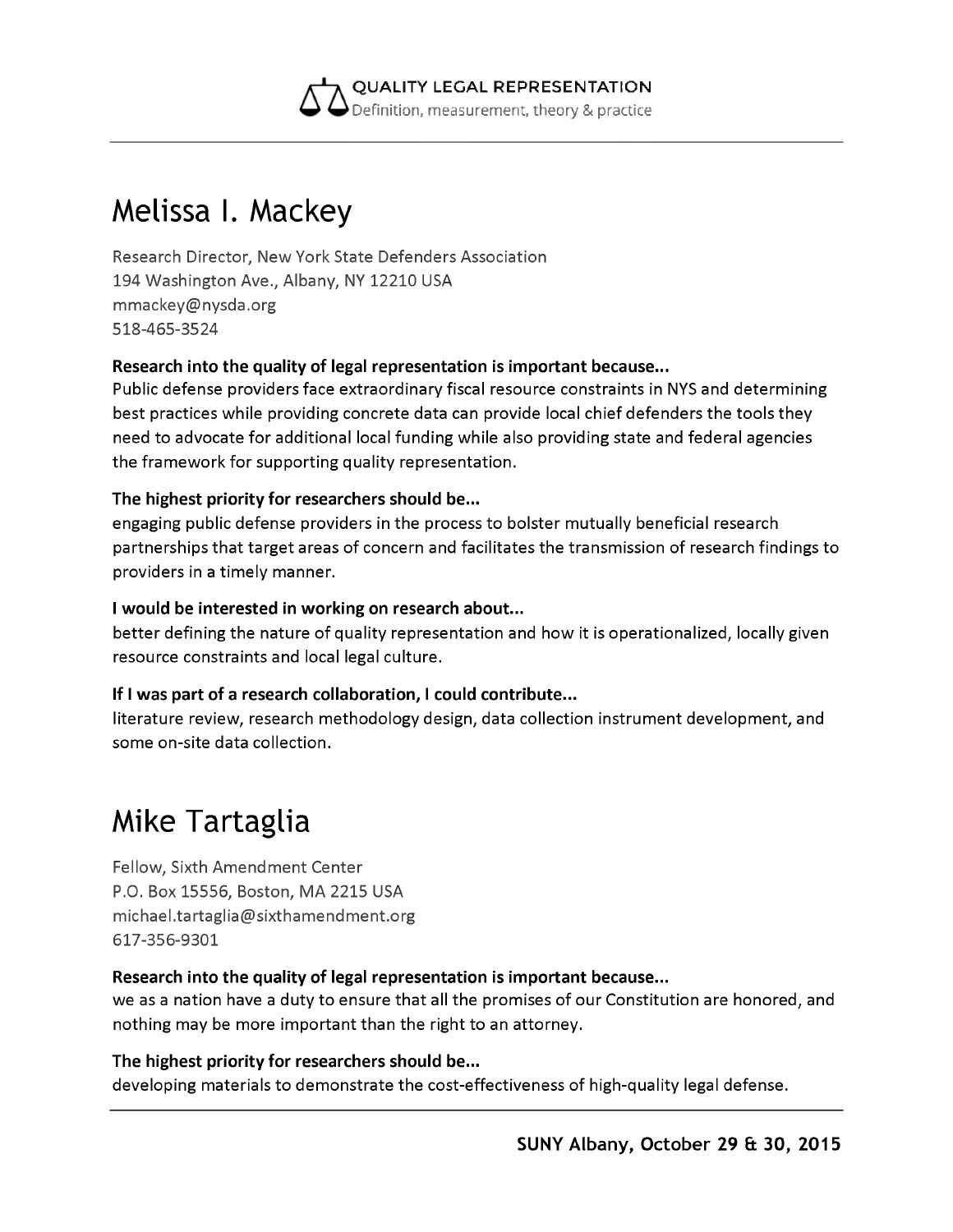## Melissa I. Mackey

Research Director, New York State Defenders Association
194 Washington Ave., Albany, NY 12210 USA
mmackey@nysda.org
518-465-3524

**Research into the quality of legal representation is important because...**
Public defense providers face extraordinary fiscal resource constraints in NYS and determining best practices while providing concrete data can provide local chief defenders the tools they need to advocate for additional local funding while also providing state and federal agencies the framework for supporting quality representation.

**The highest priority for researchers should be...**
engaging public defense providers in the process to bolster mutually beneficial research partnerships that target areas of concern and facilitates the transmission of research findings to providers in a timely manner.

**I would be interested in working on research about...**
better defining the nature of quality representation and how it is operationalized, locally given resource constraints and local legal culture.

**If I was part of a research collaboration, I could contribute...**
literature review, research methodology design, data collection instrument development, and some on-site data collection.

## Mike Tartaglia

Fellow, Sixth Amendment Center
P.O. Box 15556, Boston, MA 2215 USA
michael.tartaglia@sixthamendment.org
617-356-9301

**Research into the quality of legal representation is important because...**
we as a nation have a duty to ensure that all the promises of our Constitution are honored, and nothing may be more important than the right to an attorney.

**The highest priority for researchers should be...**
developing materials to demonstrate the cost-effectiveness of high-quality legal defense.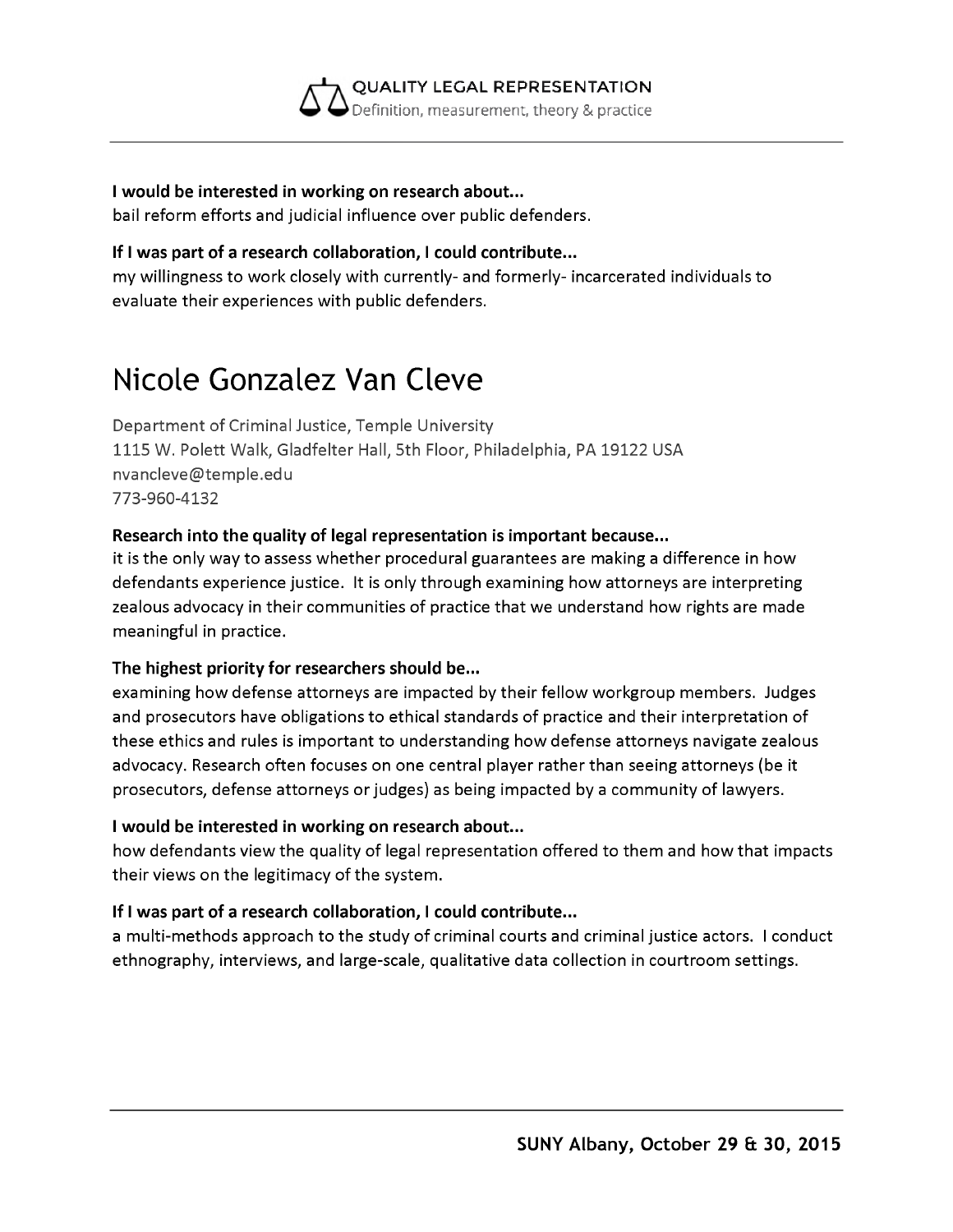**I would be interested in working on research about...**
bail reform efforts and judicial influence over public defenders.

**If I was part of a research collaboration, I could contribute...**
my willingness to work closely with currently- and formerly- incarcerated individuals to evaluate their experiences with public defenders.

# Nicole Gonzalez Van Cleve

Department of Criminal Justice, Temple University
1115 W. Polett Walk, Gladfelter Hall, 5th Floor, Philadelphia, PA 19122 USA
nvancleve@temple.edu
773-960-4132

**Research into the quality of legal representation is important because...**
it is the only way to assess whether procedural guarantees are making a difference in how defendants experience justice. It is only through examining how attorneys are interpreting zealous advocacy in their communities of practice that we understand how rights are made meaningful in practice.

**The highest priority for researchers should be...**
examining how defense attorneys are impacted by their fellow workgroup members. Judges and prosecutors have obligations to ethical standards of practice and their interpretation of these ethics and rules is important to understanding how defense attorneys navigate zealous advocacy. Research often focuses on one central player rather than seeing attorneys (be it prosecutors, defense attorneys or judges) as being impacted by a community of lawyers.

**I would be interested in working on research about...**
how defendants view the quality of legal representation offered to them and how that impacts their views on the legitimacy of the system.

**If I was part of a research collaboration, I could contribute...**
a multi-methods approach to the study of criminal courts and criminal justice actors. I conduct ethnography, interviews, and large-scale, qualitative data collection in courtroom settings.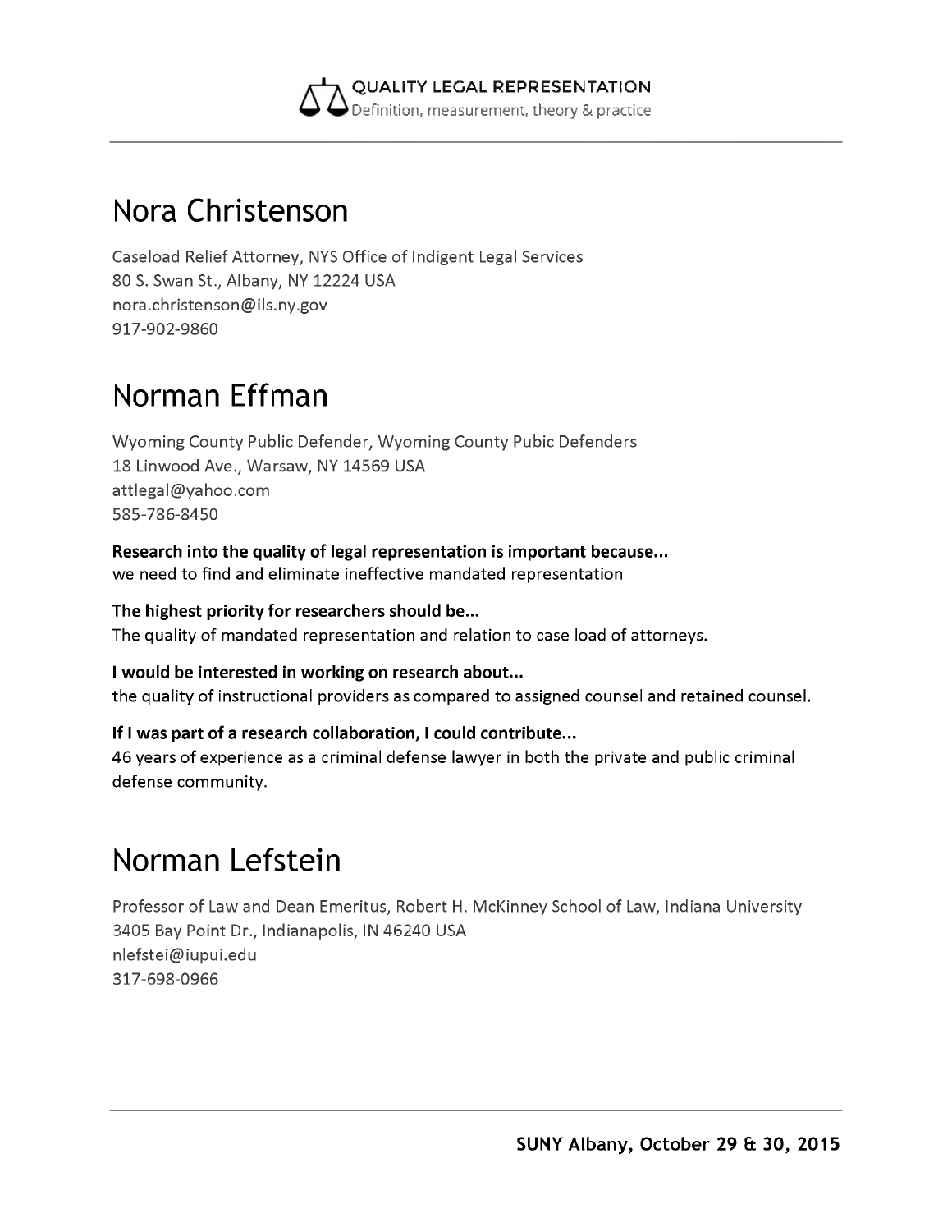# Nora Christenson

Caseload Relief Attorney, NYS Office of Indigent Legal Services
80 S. Swan St., Albany, NY 12224 USA
nora.christenson@ils.ny.gov
917-902-9860

# Norman Effman

Wyoming County Public Defender, Wyoming County Pubic Defenders
18 Linwood Ave., Warsaw, NY 14569 USA
attlegal@yahoo.com
585-786-8450

**Research into the quality of legal representation is important because...**
we need to find and eliminate ineffective mandated representation

**The highest priority for researchers should be...**
The quality of mandated representation and relation to case load of attorneys.

**I would be interested in working on research about...**
the quality of instructional providers as compared to assigned counsel and retained counsel.

**If I was part of a research collaboration, I could contribute...**
46 years of experience as a criminal defense lawyer in both the private and public criminal defense community.

# Norman Lefstein

Professor of Law and Dean Emeritus, Robert H. McKinney School of Law, Indiana University
3405 Bay Point Dr., Indianapolis, IN 46240 USA
nlefstei@iupui.edu
317-698-0966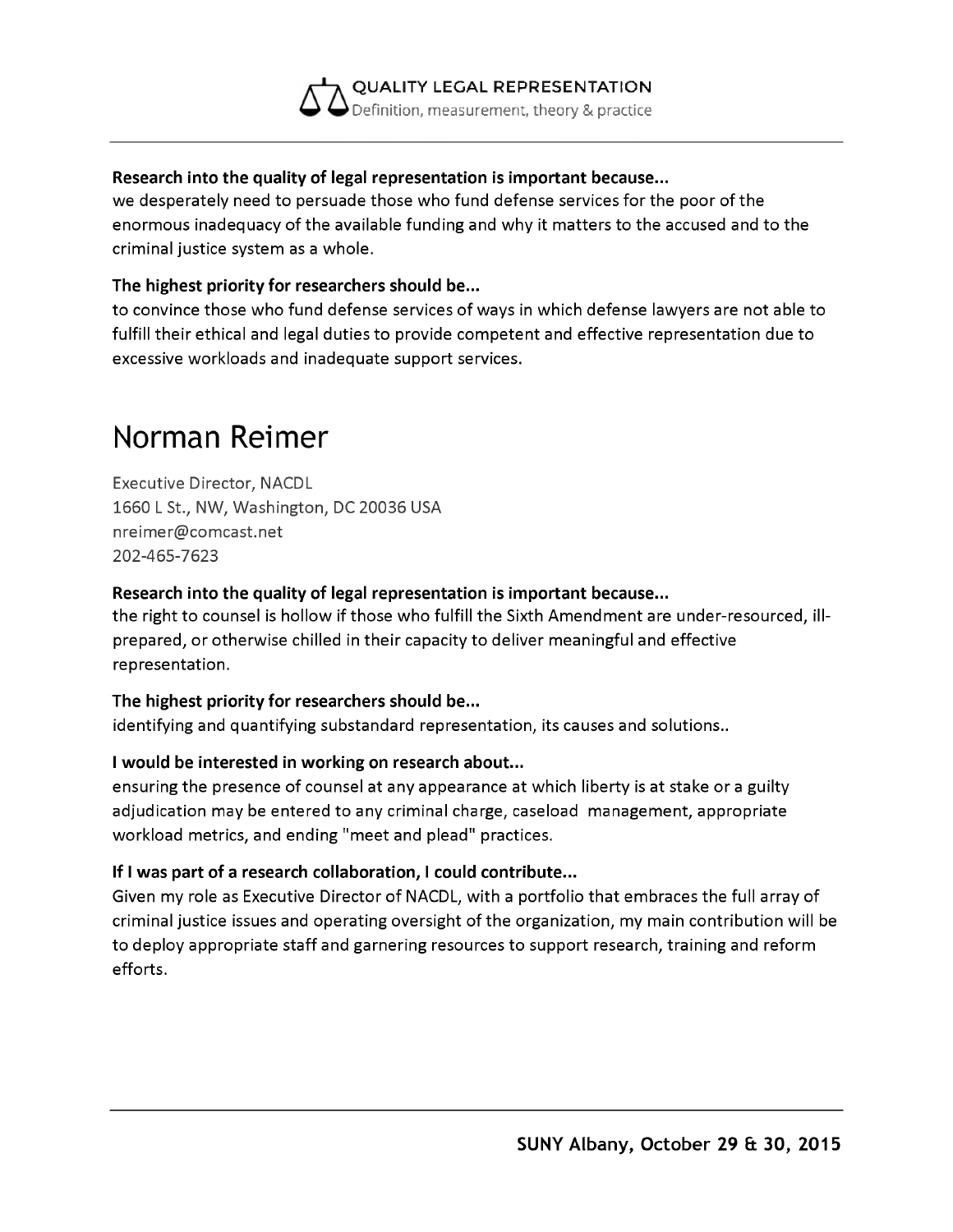**Research into the quality of legal representation is important because...**
we desperately need to persuade those who fund defense services for the poor of the enormous inadequacy of the available funding and why it matters to the accused and to the criminal justice system as a whole.

**The highest priority for researchers should be...**
to convince those who fund defense services of ways in which defense lawyers are not able to fulfill their ethical and legal duties to provide competent and effective representation due to excessive workloads and inadequate support services.

# Norman Reimer

Executive Director, NACDL
1660 L St., NW, Washington, DC 20036 USA
nreimer@comcast.net
202-465-7623

**Research into the quality of legal representation is important because...**
the right to counsel is hollow if those who fulfill the Sixth Amendment are under-resourced, ill-prepared, or otherwise chilled in their capacity to deliver meaningful and effective representation.

**The highest priority for researchers should be...**
identifying and quantifying substandard representation, its causes and solutions..

**I would be interested in working on research about...**
ensuring the presence of counsel at any appearance at which liberty is at stake or a guilty adjudication may be entered to any criminal charge, caseload management, appropriate workload metrics, and ending "meet and plead" practices.

**If I was part of a research collaboration, I could contribute...**
Given my role as Executive Director of NACDL, with a portfolio that embraces the full array of criminal justice issues and operating oversight of the organization, my main contribution will be to deploy appropriate staff and garnering resources to support research, training and reform efforts.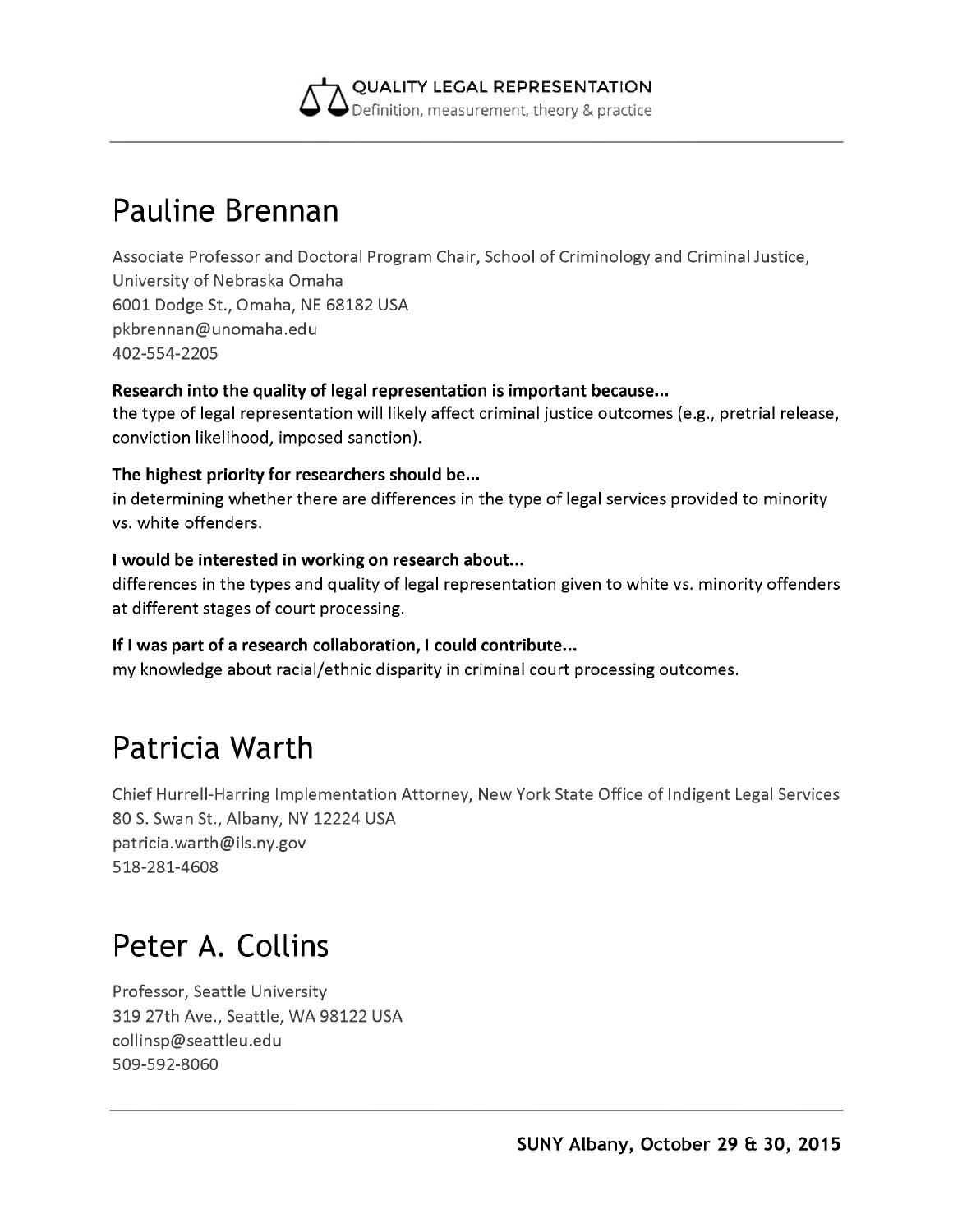# Pauline Brennan

Associate Professor and Doctoral Program Chair, School of Criminology and Criminal Justice, University of Nebraska Omaha
6001 Dodge St., Omaha, NE 68182 USA
pkbrennan@unomaha.edu
402-554-2205

**Research into the quality of legal representation is important because...**
the type of legal representation will likely affect criminal justice outcomes (e.g., pretrial release, conviction likelihood, imposed sanction).

**The highest priority for researchers should be...**
in determining whether there are differences in the type of legal services provided to minority vs. white offenders.

**I would be interested in working on research about...**
differences in the types and quality of legal representation given to white vs. minority offenders at different stages of court processing.

**If I was part of a research collaboration, I could contribute...**
my knowledge about racial/ethnic disparity in criminal court processing outcomes.

# Patricia Warth

Chief Hurrell-Harring Implementation Attorney, New York State Office of Indigent Legal Services
80 S. Swan St., Albany, NY 12224 USA
patricia.warth@ils.ny.gov
518-281-4608

# Peter A. Collins

Professor, Seattle University
319 27th Ave., Seattle, WA 98122 USA
collinsp@seattleu.edu
509-592-8060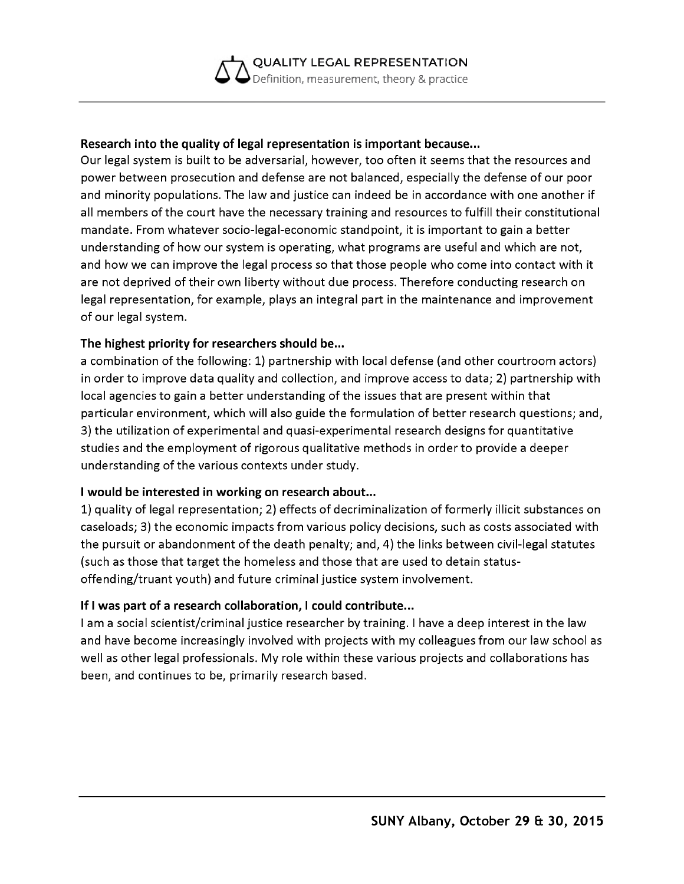**Research into the quality of legal representation is important because...**

Our legal system is built to be adversarial, however, too often it seems that the resources and power between prosecution and defense are not balanced, especially the defense of our poor and minority populations. The law and justice can indeed be in accordance with one another if all members of the court have the necessary training and resources to fulfill their constitutional mandate. From whatever socio-legal-economic standpoint, it is important to gain a better understanding of how our system is operating, what programs are useful and which are not, and how we can improve the legal process so that those people who come into contact with it are not deprived of their own liberty without due process. Therefore conducting research on legal representation, for example, plays an integral part in the maintenance and improvement of our legal system.

**The highest priority for researchers should be...**

a combination of the following: 1) partnership with local defense (and other courtroom actors) in order to improve data quality and collection, and improve access to data; 2) partnership with local agencies to gain a better understanding of the issues that are present within that particular environment, which will also guide the formulation of better research questions; and, 3) the utilization of experimental and quasi-experimental research designs for quantitative studies and the employment of rigorous qualitative methods in order to provide a deeper understanding of the various contexts under study.

**I would be interested in working on research about...**

1) quality of legal representation; 2) effects of decriminalization of formerly illicit substances on caseloads; 3) the economic impacts from various policy decisions, such as costs associated with the pursuit or abandonment of the death penalty; and, 4) the links between civil-legal statutes (such as those that target the homeless and those that are used to detain status-offending/truant youth) and future criminal justice system involvement.

**If I was part of a research collaboration, I could contribute...**

I am a social scientist/criminal justice researcher by training. I have a deep interest in the law and have become increasingly involved with projects with my colleagues from our law school as well as other legal professionals. My role within these various projects and collaborations has been, and continues to be, primarily research based.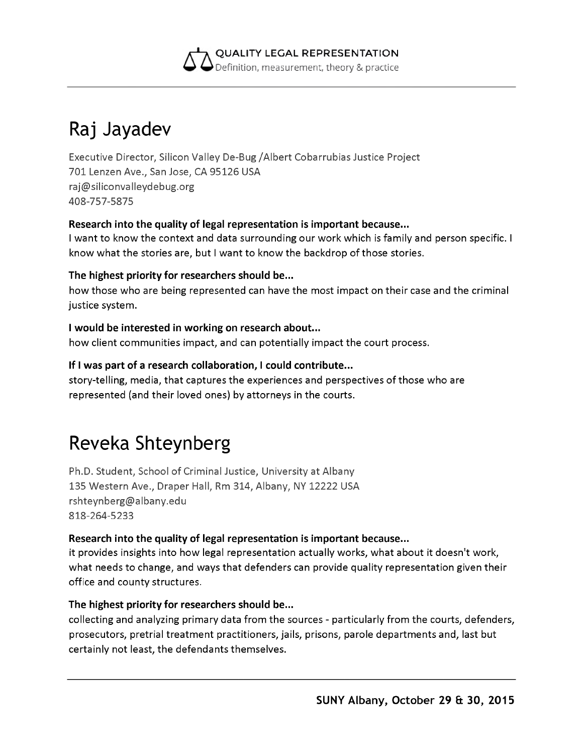# Raj Jayadev

Executive Director, Silicon Valley De-Bug /Albert Cobarrubias Justice Project
701 Lenzen Ave., San Jose, CA 95126 USA
raj@siliconvalleydebug.org
408-757-5875

**Research into the quality of legal representation is important because...**
I want to know the context and data surrounding our work which is family and person specific. I know what the stories are, but I want to know the backdrop of those stories.

**The highest priority for researchers should be...**
how those who are being represented can have the most impact on their case and the criminal justice system.

**I would be interested in working on research about...**
how client communities impact, and can potentially impact the court process.

**If I was part of a research collaboration, I could contribute...**
story-telling, media, that captures the experiences and perspectives of those who are represented (and their loved ones) by attorneys in the courts.

# Reveka Shteynberg

Ph.D. Student, School of Criminal Justice, University at Albany
135 Western Ave., Draper Hall, Rm 314, Albany, NY 12222 USA
rshteynberg@albany.edu
818-264-5233

**Research into the quality of legal representation is important because...**
it provides insights into how legal representation actually works, what about it doesn't work, what needs to change, and ways that defenders can provide quality representation given their office and county structures.

**The highest priority for researchers should be...**
collecting and analyzing primary data from the sources - particularly from the courts, defenders, prosecutors, pretrial treatment practitioners, jails, prisons, parole departments and, last but certainly not least, the defendants themselves.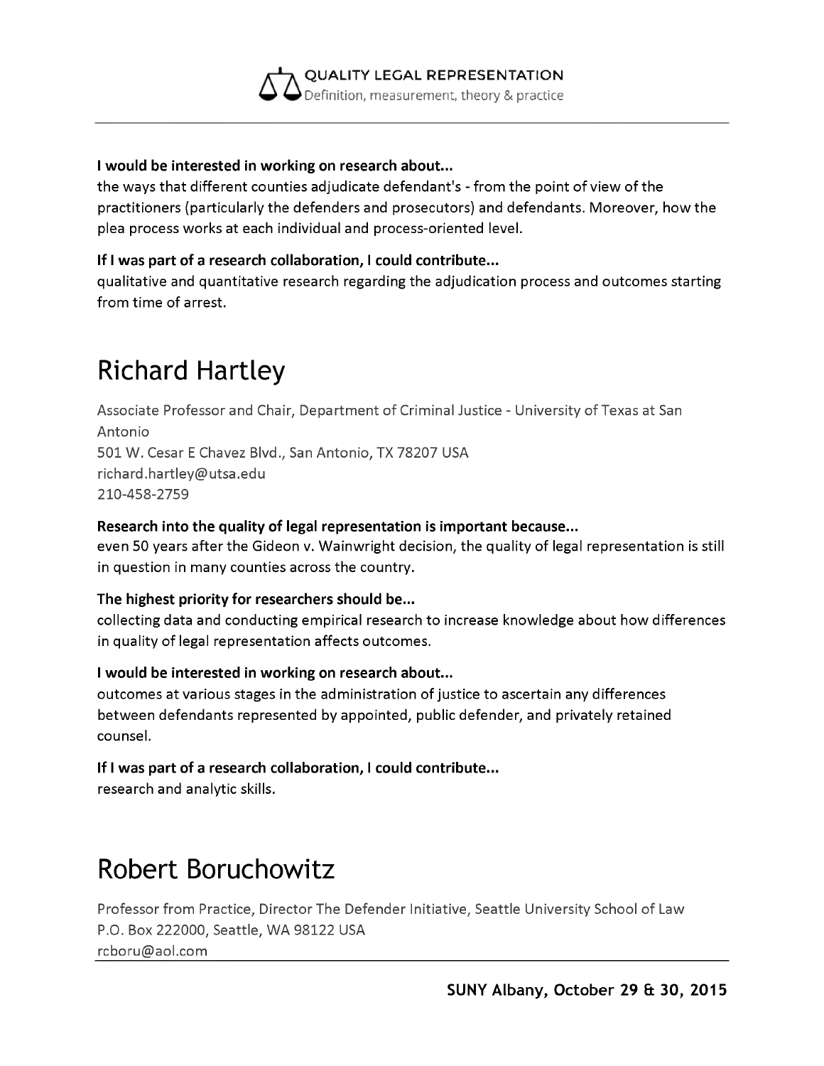**I would be interested in working on research about...**
the ways that different counties adjudicate defendant's - from the point of view of the practitioners (particularly the defenders and prosecutors) and defendants. Moreover, how the plea process works at each individual and process-oriented level.

**If I was part of a research collaboration, I could contribute...**
qualitative and quantitative research regarding the adjudication process and outcomes starting from time of arrest.

# Richard Hartley

Associate Professor and Chair, Department of Criminal Justice - University of Texas at San Antonio
501 W. Cesar E Chavez Blvd., San Antonio, TX 78207 USA
richard.hartley@utsa.edu
210-458-2759

**Research into the quality of legal representation is important because...**
even 50 years after the Gideon v. Wainwright decision, the quality of legal representation is still in question in many counties across the country.

**The highest priority for researchers should be...**
collecting data and conducting empirical research to increase knowledge about how differences in quality of legal representation affects outcomes.

**I would be interested in working on research about...**
outcomes at various stages in the administration of justice to ascertain any differences between defendants represented by appointed, public defender, and privately retained counsel.

**If I was part of a research collaboration, I could contribute...**
research and analytic skills.

# Robert Boruchowitz

Professor from Practice, Director The Defender Initiative, Seattle University School of Law
P.O. Box 222000, Seattle, WA 98122 USA
rcboru@aol.com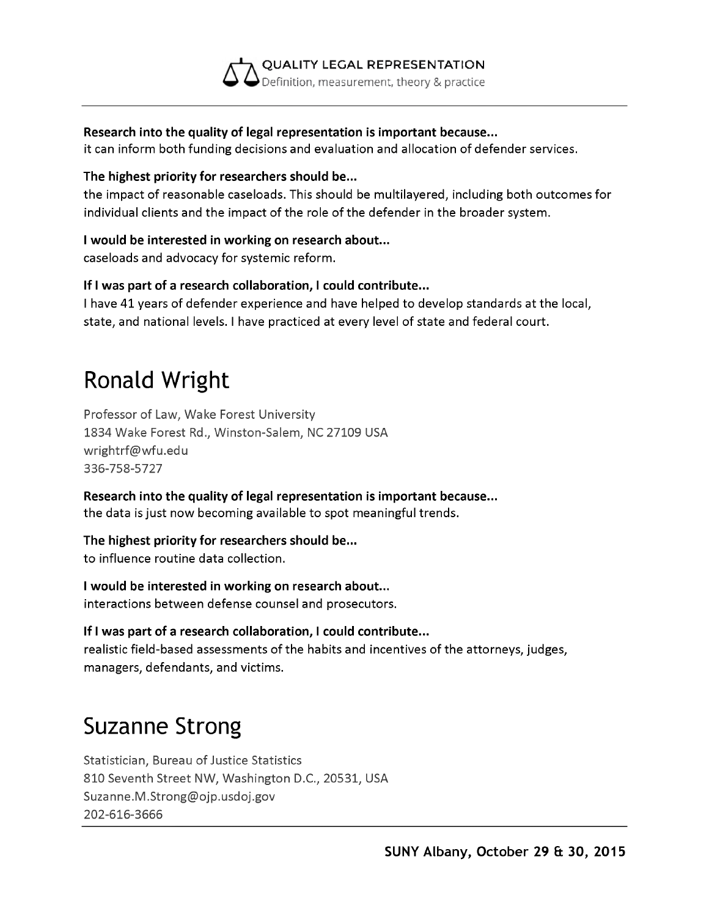**Research into the quality of legal representation is important because...**
it can inform both funding decisions and evaluation and allocation of defender services.

**The highest priority for researchers should be...**
the impact of reasonable caseloads. This should be multilayered, including both outcomes for individual clients and the impact of the role of the defender in the broader system.

**I would be interested in working on research about...**
caseloads and advocacy for systemic reform.

**If I was part of a research collaboration, I could contribute...**
I have 41 years of defender experience and have helped to develop standards at the local, state, and national levels. I have practiced at every level of state and federal court.

# Ronald Wright

Professor of Law, Wake Forest University
1834 Wake Forest Rd., Winston-Salem, NC 27109 USA
wrightrf@wfu.edu
336-758-5727

**Research into the quality of legal representation is important because...**
the data is just now becoming available to spot meaningful trends.

**The highest priority for researchers should be...**
to influence routine data collection.

**I would be interested in working on research about...**
interactions between defense counsel and prosecutors.

**If I was part of a research collaboration, I could contribute...**
realistic field-based assessments of the habits and incentives of the attorneys, judges, managers, defendants, and victims.

# Suzanne Strong

Statistician, Bureau of Justice Statistics
810 Seventh Street NW, Washington D.C., 20531, USA
Suzanne.M.Strong@ojp.usdoj.gov
202-616-3666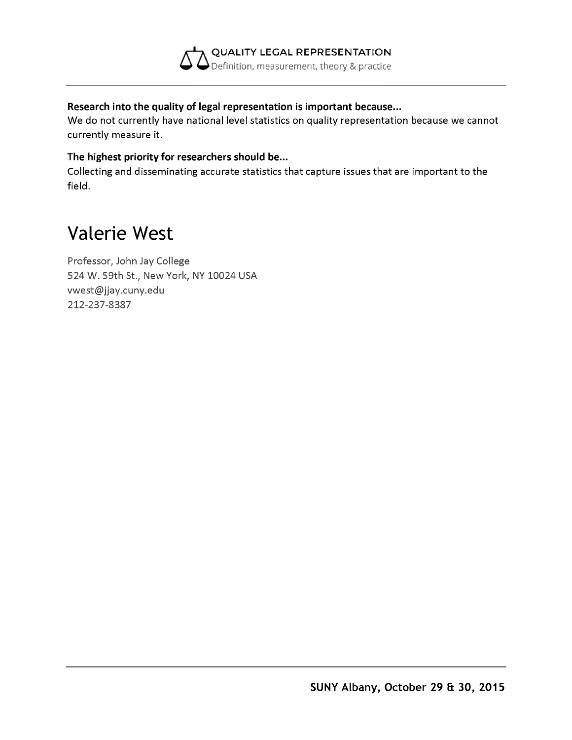**Research into the quality of legal representation is important because...**
We do not currently have national level statistics on quality representation because we cannot currently measure it.

**The highest priority for researchers should be...**
Collecting and disseminating accurate statistics that capture issues that are important to the field.

# Valerie West

Professor, John Jay College
524 W. 59th St., New York, NY 10024 USA
vwest@jjay.cuny.edu
212-237-8387